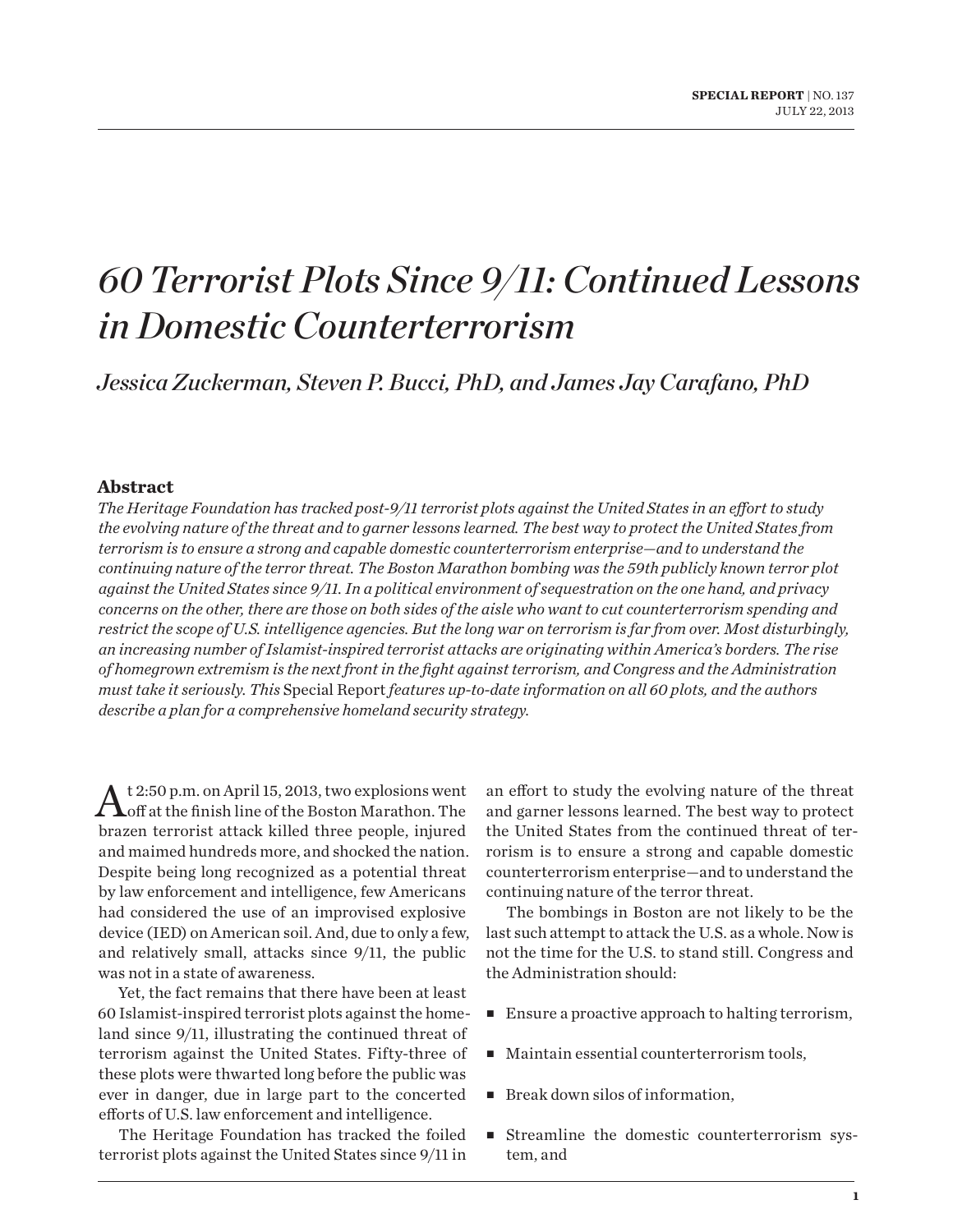SPECIAL REPORT | NO. 137
JULY 22, 2013

# *60 Terrorist Plots Since 9/11: Continued Lessons in Domestic Counterterrorism*

*Jessica Zuckerman, Steven P. Bucci, PhD, and James Jay Carafano, PhD*

## Abstract

*The Heritage Foundation has tracked post-9/11 terrorist plots against the United States in an effort to study the evolving nature of the threat and to garner lessons learned. The best way to protect the United States from terrorism is to ensure a strong and capable domestic counterterrorism enterprise—and to understand the continuing nature of the terror threat. The Boston Marathon bombing was the 59th publicly known terror plot against the United States since 9/11. In a political environment of sequestration on the one hand, and privacy concerns on the other, there are those on both sides of the aisle who want to cut counterterrorism spending and restrict the scope of U.S. intelligence agencies. But the long war on terrorism is far from over. Most disturbingly, an increasing number of Islamist-inspired terrorist attacks are originating within America's borders. The rise of homegrown extremism is the next front in the fight against terrorism, and Congress and the Administration must take it seriously. This* Special Report *features up-to-date information on all 60 plots, and the authors describe a plan for a comprehensive homeland security strategy.*

At 2:50 p.m. on April 15, 2013, two explosions went off at the finish line of the Boston Marathon. The brazen terrorist attack killed three people, injured and maimed hundreds more, and shocked the nation. Despite being long recognized as a potential threat by law enforcement and intelligence, few Americans had considered the use of an improvised explosive device (IED) on American soil. And, due to only a few, and relatively small, attacks since 9/11, the public was not in a state of awareness.

Yet, the fact remains that there have been at least 60 Islamist-inspired terrorist plots against the homeland since 9/11, illustrating the continued threat of terrorism against the United States. Fifty-three of these plots were thwarted long before the public was ever in danger, due in large part to the concerted efforts of U.S. law enforcement and intelligence.

The Heritage Foundation has tracked the foiled terrorist plots against the United States since 9/11 in an effort to study the evolving nature of the threat and garner lessons learned. The best way to protect the United States from the continued threat of terrorism is to ensure a strong and capable domestic counterterrorism enterprise—and to understand the continuing nature of the terror threat.

The bombings in Boston are not likely to be the last such attempt to attack the U.S. as a whole. Now is not the time for the U.S. to stand still. Congress and the Administration should:

- Ensure a proactive approach to halting terrorism,
- Maintain essential counterterrorism tools,
- Break down silos of information,
- Streamline the domestic counterterrorism system, and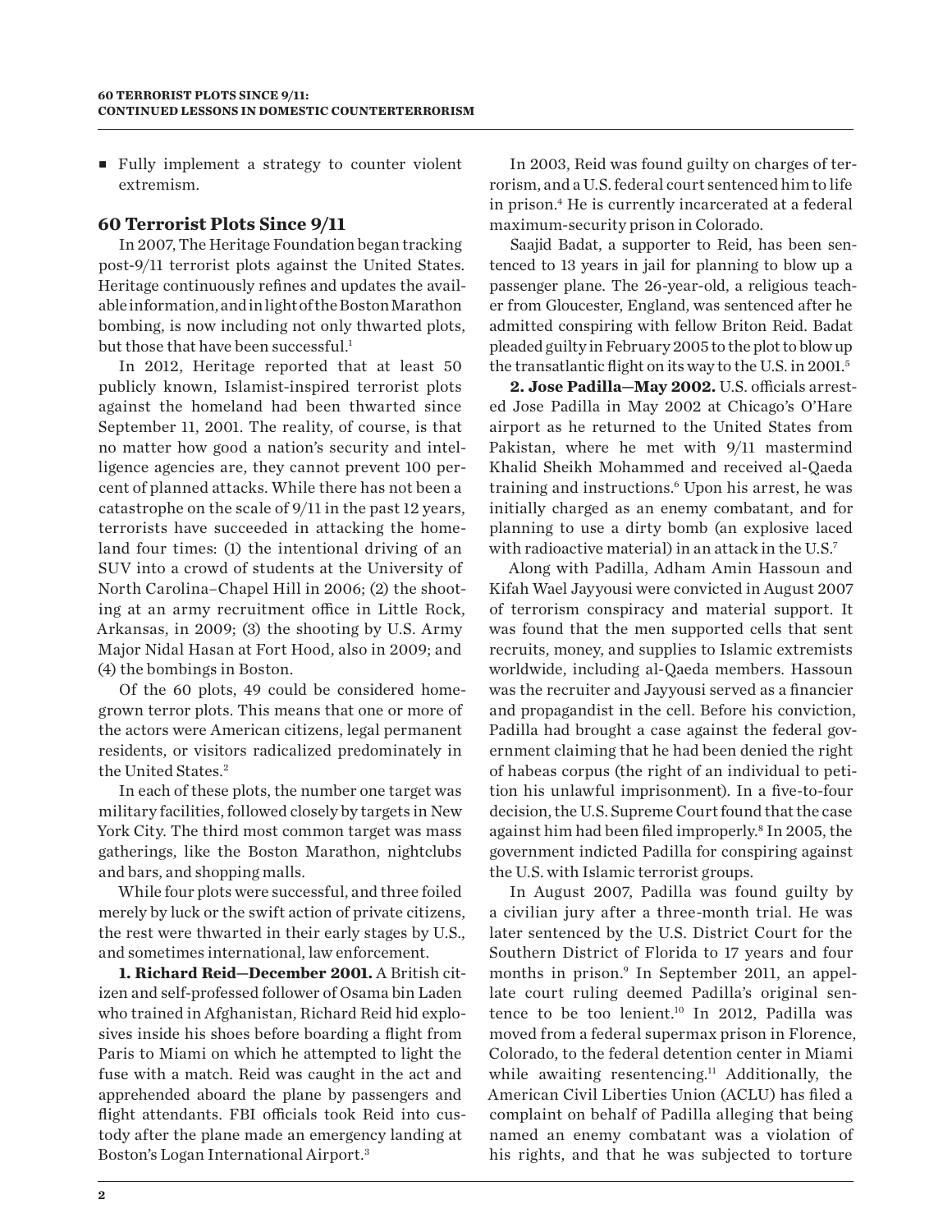- Fully implement a strategy to counter violent extremism.

## 60 Terrorist Plots Since 9/11

In 2007, The Heritage Foundation began tracking post-9/11 terrorist plots against the United States. Heritage continuously refines and updates the available information, and in light of the Boston Marathon bombing, is now including not only thwarted plots, but those that have been successful.[1]

In 2012, Heritage reported that at least 50 publicly known, Islamist-inspired terrorist plots against the homeland had been thwarted since September 11, 2001. The reality, of course, is that no matter how good a nation's security and intelligence agencies are, they cannot prevent 100 percent of planned attacks. While there has not been a catastrophe on the scale of 9/11 in the past 12 years, terrorists have succeeded in attacking the homeland four times: (1) the intentional driving of an SUV into a crowd of students at the University of North Carolina–Chapel Hill in 2006; (2) the shooting at an army recruitment office in Little Rock, Arkansas, in 2009; (3) the shooting by U.S. Army Major Nidal Hasan at Fort Hood, also in 2009; and (4) the bombings in Boston.

Of the 60 plots, 49 could be considered homegrown terror plots. This means that one or more of the actors were American citizens, legal permanent residents, or visitors radicalized predominately in the United States.[2]

In each of these plots, the number one target was military facilities, followed closely by targets in New York City. The third most common target was mass gatherings, like the Boston Marathon, nightclubs and bars, and shopping malls.

While four plots were successful, and three foiled merely by luck or the swift action of private citizens, the rest were thwarted in their early stages by U.S., and sometimes international, law enforcement.

**1. Richard Reid—December 2001.** A British citizen and self-professed follower of Osama bin Laden who trained in Afghanistan, Richard Reid hid explosives inside his shoes before boarding a flight from Paris to Miami on which he attempted to light the fuse with a match. Reid was caught in the act and apprehended aboard the plane by passengers and flight attendants. FBI officials took Reid into custody after the plane made an emergency landing at Boston's Logan International Airport.[3]

In 2003, Reid was found guilty on charges of terrorism, and a U.S. federal court sentenced him to life in prison.[4] He is currently incarcerated at a federal maximum-security prison in Colorado.

Saajid Badat, a supporter to Reid, has been sentenced to 13 years in jail for planning to blow up a passenger plane. The 26-year-old, a religious teacher from Gloucester, England, was sentenced after he admitted conspiring with fellow Briton Reid. Badat pleaded guilty in February 2005 to the plot to blow up the transatlantic flight on its way to the U.S. in 2001.[5]

**2. Jose Padilla—May 2002.** U.S. officials arrested Jose Padilla in May 2002 at Chicago's O'Hare airport as he returned to the United States from Pakistan, where he met with 9/11 mastermind Khalid Sheikh Mohammed and received al-Qaeda training and instructions.[6] Upon his arrest, he was initially charged as an enemy combatant, and for planning to use a dirty bomb (an explosive laced with radioactive material) in an attack in the U.S.[7]

Along with Padilla, Adham Amin Hassoun and Kifah Wael Jayyousi were convicted in August 2007 of terrorism conspiracy and material support. It was found that the men supported cells that sent recruits, money, and supplies to Islamic extremists worldwide, including al-Qaeda members. Hassoun was the recruiter and Jayyousi served as a financier and propagandist in the cell. Before his conviction, Padilla had brought a case against the federal government claiming that he had been denied the right of habeas corpus (the right of an individual to petition his unlawful imprisonment). In a five-to-four decision, the U.S. Supreme Court found that the case against him had been filed improperly.[8] In 2005, the government indicted Padilla for conspiring against the U.S. with Islamic terrorist groups.

In August 2007, Padilla was found guilty by a civilian jury after a three-month trial. He was later sentenced by the U.S. District Court for the Southern District of Florida to 17 years and four months in prison.[9] In September 2011, an appellate court ruling deemed Padilla's original sentence to be too lenient.[10] In 2012, Padilla was moved from a federal supermax prison in Florence, Colorado, to the federal detention center in Miami while awaiting resentencing.[11] Additionally, the American Civil Liberties Union (ACLU) has filed a complaint on behalf of Padilla alleging that being named an enemy combatant was a violation of his rights, and that he was subjected to torture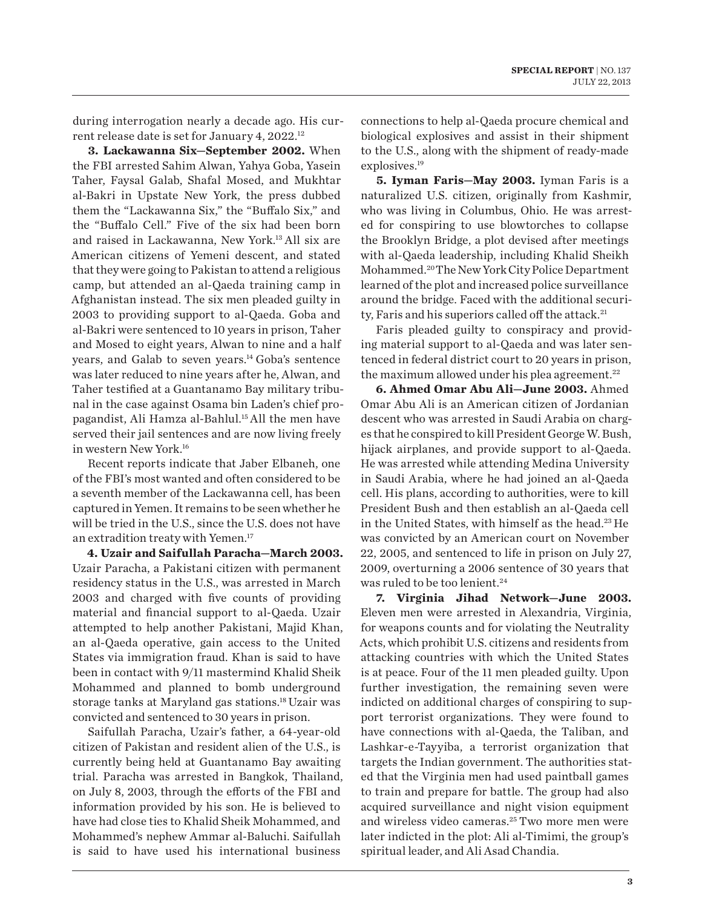during interrogation nearly a decade ago. His current release date is set for January 4, 2022.[12]

**3. Lackawanna Six—September 2002.** When the FBI arrested Sahim Alwan, Yahya Goba, Yasein Taher, Faysal Galab, Shafal Mosed, and Mukhtar al-Bakri in Upstate New York, the press dubbed them the "Lackawanna Six," the "Buffalo Six," and the "Buffalo Cell." Five of the six had been born and raised in Lackawanna, New York.[13] All six are American citizens of Yemeni descent, and stated that they were going to Pakistan to attend a religious camp, but attended an al-Qaeda training camp in Afghanistan instead. The six men pleaded guilty in 2003 to providing support to al-Qaeda. Goba and al-Bakri were sentenced to 10 years in prison, Taher and Mosed to eight years, Alwan to nine and a half years, and Galab to seven years.[14] Goba's sentence was later reduced to nine years after he, Alwan, and Taher testified at a Guantanamo Bay military tribunal in the case against Osama bin Laden's chief propagandist, Ali Hamza al-Bahlul.[15] All the men have served their jail sentences and are now living freely in western New York.[16]

Recent reports indicate that Jaber Elbaneh, one of the FBI's most wanted and often considered to be a seventh member of the Lackawanna cell, has been captured in Yemen. It remains to be seen whether he will be tried in the U.S., since the U.S. does not have an extradition treaty with Yemen.[17]

**4. Uzair and Saifullah Paracha—March 2003.** Uzair Paracha, a Pakistani citizen with permanent residency status in the U.S., was arrested in March 2003 and charged with five counts of providing material and financial support to al-Qaeda. Uzair attempted to help another Pakistani, Majid Khan, an al-Qaeda operative, gain access to the United States via immigration fraud. Khan is said to have been in contact with 9/11 mastermind Khalid Sheik Mohammed and planned to bomb underground storage tanks at Maryland gas stations.[18] Uzair was convicted and sentenced to 30 years in prison.

Saifullah Paracha, Uzair's father, a 64-year-old citizen of Pakistan and resident alien of the U.S., is currently being held at Guantanamo Bay awaiting trial. Paracha was arrested in Bangkok, Thailand, on July 8, 2003, through the efforts of the FBI and information provided by his son. He is believed to have had close ties to Khalid Sheik Mohammed, and Mohammed's nephew Ammar al-Baluchi. Saifullah is said to have used his international business connections to help al-Qaeda procure chemical and biological explosives and assist in their shipment to the U.S., along with the shipment of ready-made explosives.[19]

**5. Iyman Faris—May 2003.** Iyman Faris is a naturalized U.S. citizen, originally from Kashmir, who was living in Columbus, Ohio. He was arrested for conspiring to use blowtorches to collapse the Brooklyn Bridge, a plot devised after meetings with al-Qaeda leadership, including Khalid Sheikh Mohammed.[20] The New York City Police Department learned of the plot and increased police surveillance around the bridge. Faced with the additional security, Faris and his superiors called off the attack.[21]

Faris pleaded guilty to conspiracy and providing material support to al-Qaeda and was later sentenced in federal district court to 20 years in prison, the maximum allowed under his plea agreement.[22]

**6. Ahmed Omar Abu Ali—June 2003.** Ahmed Omar Abu Ali is an American citizen of Jordanian descent who was arrested in Saudi Arabia on charges that he conspired to kill President George W. Bush, hijack airplanes, and provide support to al-Qaeda. He was arrested while attending Medina University in Saudi Arabia, where he had joined an al-Qaeda cell. His plans, according to authorities, were to kill President Bush and then establish an al-Qaeda cell in the United States, with himself as the head.[23] He was convicted by an American court on November 22, 2005, and sentenced to life in prison on July 27, 2009, overturning a 2006 sentence of 30 years that was ruled to be too lenient.[24]

**7. Virginia Jihad Network—June 2003.** Eleven men were arrested in Alexandria, Virginia, for weapons counts and for violating the Neutrality Acts, which prohibit U.S. citizens and residents from attacking countries with which the United States is at peace. Four of the 11 men pleaded guilty. Upon further investigation, the remaining seven were indicted on additional charges of conspiring to support terrorist organizations. They were found to have connections with al-Qaeda, the Taliban, and Lashkar-e-Tayyiba, a terrorist organization that targets the Indian government. The authorities stated that the Virginia men had used paintball games to train and prepare for battle. The group had also acquired surveillance and night vision equipment and wireless video cameras.[25] Two more men were later indicted in the plot: Ali al-Timimi, the group's spiritual leader, and Ali Asad Chandia.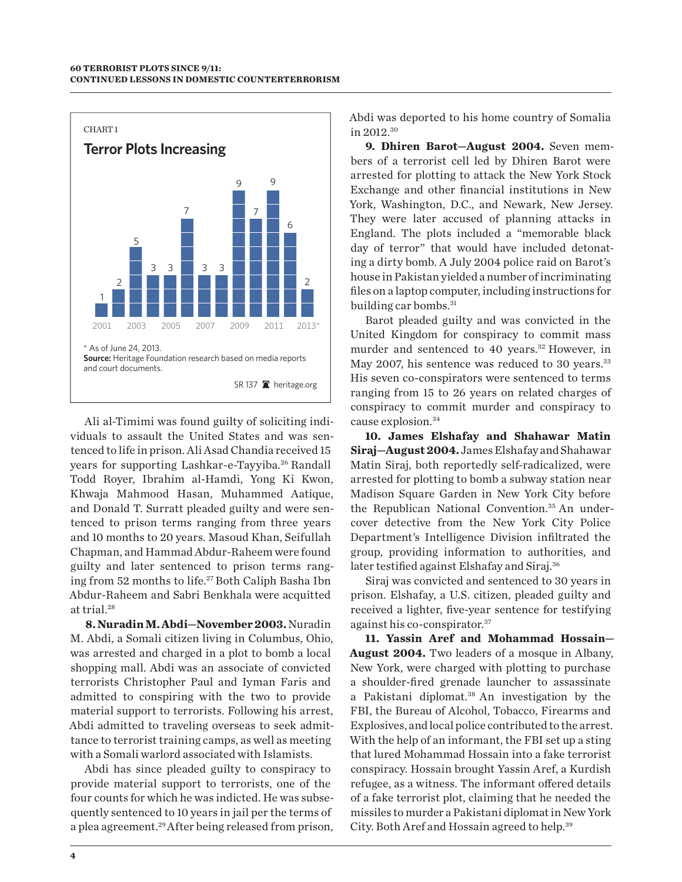CHART 1

**Terror Plots Increasing**

| Year | Plots |
|---|---|
| 2001 | 1 |
| 2002 | 2 |
| 2003 | 5 |
| 2004 | 3 |
| 2005 | 3 |
| 2006 | 7 |
| 2007 | 3 |
| 2008 | 3 |
| 2009 | 9 |
| 2010 | 7 |
| 2011 | 9 |
| 2012 | 6 |
| 2013* | 2 |

\* As of June 24, 2013.

**Source:** Heritage Foundation research based on media reports and court documents.

SR 137 heritage.org

Ali al-Timimi was found guilty of soliciting individuals to assault the United States and was sentenced to life in prison. Ali Asad Chandia received 15 years for supporting Lashkar-e-Tayyiba.[26] Randall Todd Royer, Ibrahim al-Hamdi, Yong Ki Kwon, Khwaja Mahmood Hasan, Muhammed Aatique, and Donald T. Surratt pleaded guilty and were sentenced to prison terms ranging from three years and 10 months to 20 years. Masoud Khan, Seifullah Chapman, and Hammad Abdur-Raheem were found guilty and later sentenced to prison terms ranging from 52 months to life.[27] Both Caliph Basha Ibn Abdur-Raheem and Sabri Benkhala were acquitted at trial.[28]

**8. Nuradin M. Abdi—November 2003.** Nuradin M. Abdi, a Somali citizen living in Columbus, Ohio, was arrested and charged in a plot to bomb a local shopping mall. Abdi was an associate of convicted terrorists Christopher Paul and Iyman Faris and admitted to conspiring with the two to provide material support to terrorists. Following his arrest, Abdi admitted to traveling overseas to seek admittance to terrorist training camps, as well as meeting with a Somali warlord associated with Islamists.

Abdi has since pleaded guilty to conspiracy to provide material support to terrorists, one of the four counts for which he was indicted. He was subsequently sentenced to 10 years in jail per the terms of a plea agreement.[29] After being released from prison, Abdi was deported to his home country of Somalia in 2012.[30]

**9. Dhiren Barot—August 2004.** Seven members of a terrorist cell led by Dhiren Barot were arrested for plotting to attack the New York Stock Exchange and other financial institutions in New York, Washington, D.C., and Newark, New Jersey. They were later accused of planning attacks in England. The plots included a "memorable black day of terror" that would have included detonating a dirty bomb. A July 2004 police raid on Barot's house in Pakistan yielded a number of incriminating files on a laptop computer, including instructions for building car bombs.[31]

Barot pleaded guilty and was convicted in the United Kingdom for conspiracy to commit mass murder and sentenced to 40 years.[32] However, in May 2007, his sentence was reduced to 30 years.[33] His seven co-conspirators were sentenced to terms ranging from 15 to 26 years on related charges of conspiracy to commit murder and conspiracy to cause explosion.[34]

**10. James Elshafay and Shahawar Matin Siraj—August 2004.** James Elshafay and Shahawar Matin Siraj, both reportedly self-radicalized, were arrested for plotting to bomb a subway station near Madison Square Garden in New York City before the Republican National Convention.[35] An undercover detective from the New York City Police Department's Intelligence Division infiltrated the group, providing information to authorities, and later testified against Elshafay and Siraj.[36]

Siraj was convicted and sentenced to 30 years in prison. Elshafay, a U.S. citizen, pleaded guilty and received a lighter, five-year sentence for testifying against his co-conspirator.[37]

**11. Yassin Aref and Mohammad Hossain—August 2004.** Two leaders of a mosque in Albany, New York, were charged with plotting to purchase a shoulder-fired grenade launcher to assassinate a Pakistani diplomat.[38] An investigation by the FBI, the Bureau of Alcohol, Tobacco, Firearms and Explosives, and local police contributed to the arrest. With the help of an informant, the FBI set up a sting that lured Mohammad Hossain into a fake terrorist conspiracy. Hossain brought Yassin Aref, a Kurdish refugee, as a witness. The informant offered details of a fake terrorist plot, claiming that he needed the missiles to murder a Pakistani diplomat in New York City. Both Aref and Hossain agreed to help.[39]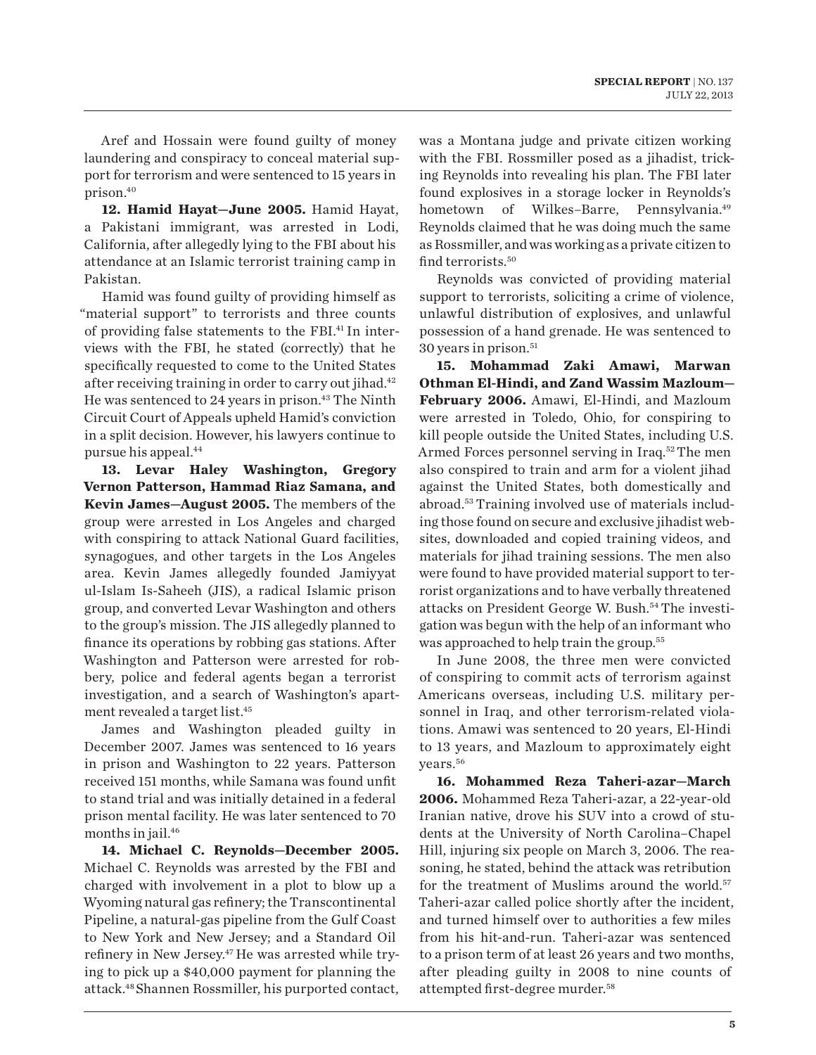Aref and Hossain were found guilty of money laundering and conspiracy to conceal material support for terrorism and were sentenced to 15 years in prison.[40]

**12. Hamid Hayat—June 2005.** Hamid Hayat, a Pakistani immigrant, was arrested in Lodi, California, after allegedly lying to the FBI about his attendance at an Islamic terrorist training camp in Pakistan.

Hamid was found guilty of providing himself as "material support" to terrorists and three counts of providing false statements to the FBI.[41] In interviews with the FBI, he stated (correctly) that he specifically requested to come to the United States after receiving training in order to carry out jihad.[42] He was sentenced to 24 years in prison.[43] The Ninth Circuit Court of Appeals upheld Hamid's conviction in a split decision. However, his lawyers continue to pursue his appeal.[44]

**13. Levar Haley Washington, Gregory Vernon Patterson, Hammad Riaz Samana, and Kevin James—August 2005.** The members of the group were arrested in Los Angeles and charged with conspiring to attack National Guard facilities, synagogues, and other targets in the Los Angeles area. Kevin James allegedly founded Jamiyyat ul-Islam Is-Saheeh (JIS), a radical Islamic prison group, and converted Levar Washington and others to the group's mission. The JIS allegedly planned to finance its operations by robbing gas stations. After Washington and Patterson were arrested for robbery, police and federal agents began a terrorist investigation, and a search of Washington's apartment revealed a target list.[45]

James and Washington pleaded guilty in December 2007. James was sentenced to 16 years in prison and Washington to 22 years. Patterson received 151 months, while Samana was found unfit to stand trial and was initially detained in a federal prison mental facility. He was later sentenced to 70 months in jail.[46]

**14. Michael C. Reynolds—December 2005.** Michael C. Reynolds was arrested by the FBI and charged with involvement in a plot to blow up a Wyoming natural gas refinery; the Transcontinental Pipeline, a natural-gas pipeline from the Gulf Coast to New York and New Jersey; and a Standard Oil refinery in New Jersey.[47] He was arrested while trying to pick up a $40,000 payment for planning the attack.[48] Shannen Rossmiller, his purported contact, was a Montana judge and private citizen working with the FBI. Rossmiller posed as a jihadist, tricking Reynolds into revealing his plan. The FBI later found explosives in a storage locker in Reynolds's hometown of Wilkes–Barre, Pennsylvania.[49] Reynolds claimed that he was doing much the same as Rossmiller, and was working as a private citizen to find terrorists.[50]

Reynolds was convicted of providing material support to terrorists, soliciting a crime of violence, unlawful distribution of explosives, and unlawful possession of a hand grenade. He was sentenced to 30 years in prison.[51]

**15. Mohammad Zaki Amawi, Marwan Othman El-Hindi, and Zand Wassim Mazloum—February 2006.** Amawi, El-Hindi, and Mazloum were arrested in Toledo, Ohio, for conspiring to kill people outside the United States, including U.S. Armed Forces personnel serving in Iraq.[52] The men also conspired to train and arm for a violent jihad against the United States, both domestically and abroad.[53] Training involved use of materials including those found on secure and exclusive jihadist websites, downloaded and copied training videos, and materials for jihad training sessions. The men also were found to have provided material support to terrorist organizations and to have verbally threatened attacks on President George W. Bush.[54] The investigation was begun with the help of an informant who was approached to help train the group.[55]

In June 2008, the three men were convicted of conspiring to commit acts of terrorism against Americans overseas, including U.S. military personnel in Iraq, and other terrorism-related violations. Amawi was sentenced to 20 years, El-Hindi to 13 years, and Mazloum to approximately eight years.[56]

**16. Mohammed Reza Taheri-azar—March 2006.** Mohammed Reza Taheri-azar, a 22-year-old Iranian native, drove his SUV into a crowd of students at the University of North Carolina–Chapel Hill, injuring six people on March 3, 2006. The reasoning, he stated, behind the attack was retribution for the treatment of Muslims around the world.[57] Taheri-azar called police shortly after the incident, and turned himself over to authorities a few miles from his hit-and-run. Taheri-azar was sentenced to a prison term of at least 26 years and two months, after pleading guilty in 2008 to nine counts of attempted first-degree murder.[58]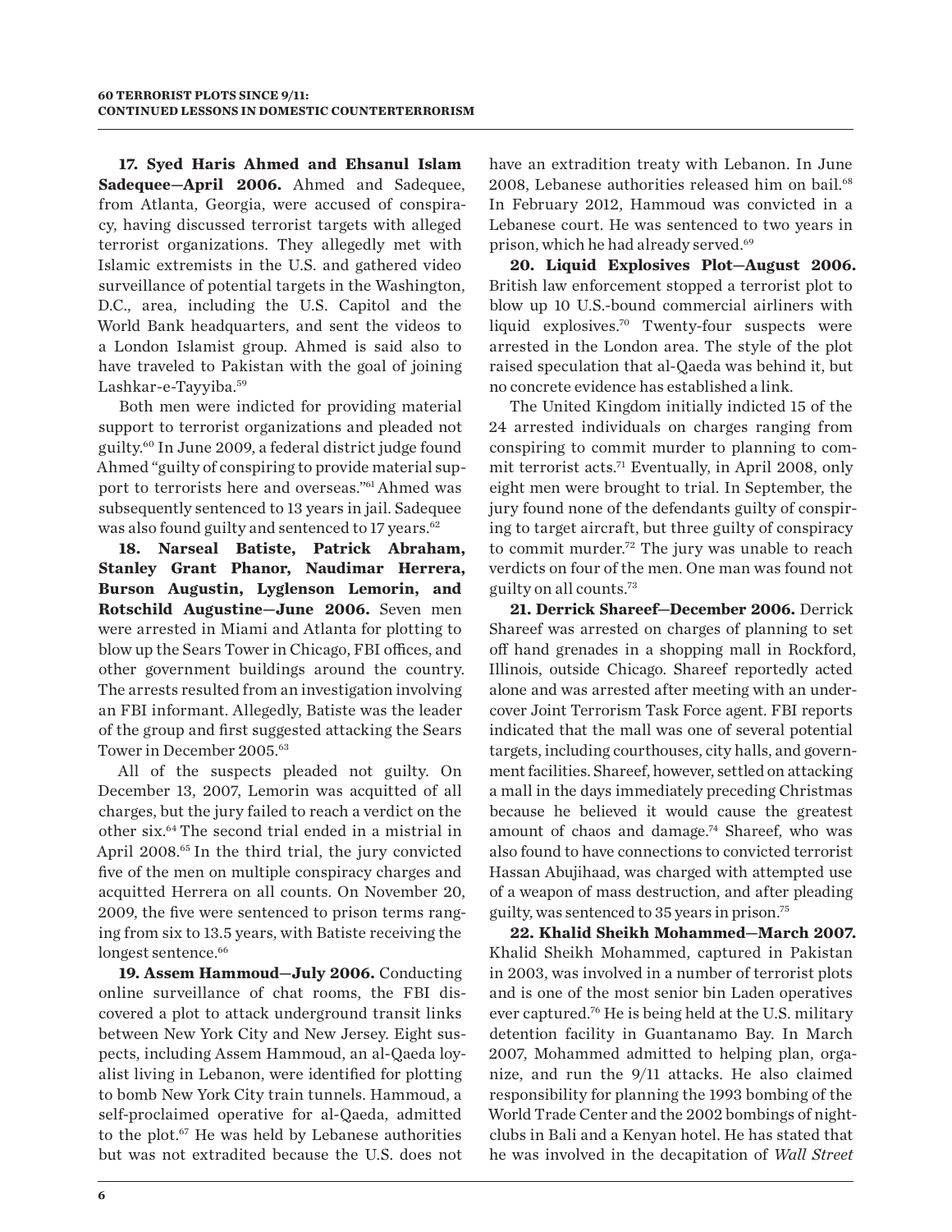**17. Syed Haris Ahmed and Ehsanul Islam Sadequee—April 2006.** Ahmed and Sadequee, from Atlanta, Georgia, were accused of conspiracy, having discussed terrorist targets with alleged terrorist organizations. They allegedly met with Islamic extremists in the U.S. and gathered video surveillance of potential targets in the Washington, D.C., area, including the U.S. Capitol and the World Bank headquarters, and sent the videos to a London Islamist group. Ahmed is said also to have traveled to Pakistan with the goal of joining Lashkar-e-Tayyiba.[59]

Both men were indicted for providing material support to terrorist organizations and pleaded not guilty.[60] In June 2009, a federal district judge found Ahmed "guilty of conspiring to provide material support to terrorists here and overseas."[61] Ahmed was subsequently sentenced to 13 years in jail. Sadequee was also found guilty and sentenced to 17 years.[62]

**18. Narseal Batiste, Patrick Abraham, Stanley Grant Phanor, Naudimar Herrera, Burson Augustin, Lyglenson Lemorin, and Rotschild Augustine—June 2006.** Seven men were arrested in Miami and Atlanta for plotting to blow up the Sears Tower in Chicago, FBI offices, and other government buildings around the country. The arrests resulted from an investigation involving an FBI informant. Allegedly, Batiste was the leader of the group and first suggested attacking the Sears Tower in December 2005.[63]

All of the suspects pleaded not guilty. On December 13, 2007, Lemorin was acquitted of all charges, but the jury failed to reach a verdict on the other six.[64] The second trial ended in a mistrial in April 2008.[65] In the third trial, the jury convicted five of the men on multiple conspiracy charges and acquitted Herrera on all counts. On November 20, 2009, the five were sentenced to prison terms ranging from six to 13.5 years, with Batiste receiving the longest sentence.[66]

**19. Assem Hammoud—July 2006.** Conducting online surveillance of chat rooms, the FBI discovered a plot to attack underground transit links between New York City and New Jersey. Eight suspects, including Assem Hammoud, an al-Qaeda loyalist living in Lebanon, were identified for plotting to bomb New York City train tunnels. Hammoud, a self-proclaimed operative for al-Qaeda, admitted to the plot.[67] He was held by Lebanese authorities but was not extradited because the U.S. does not have an extradition treaty with Lebanon. In June 2008, Lebanese authorities released him on bail.[68] In February 2012, Hammoud was convicted in a Lebanese court. He was sentenced to two years in prison, which he had already served.[69]

**20. Liquid Explosives Plot—August 2006.** British law enforcement stopped a terrorist plot to blow up 10 U.S.-bound commercial airliners with liquid explosives.[70] Twenty-four suspects were arrested in the London area. The style of the plot raised speculation that al-Qaeda was behind it, but no concrete evidence has established a link.

The United Kingdom initially indicted 15 of the 24 arrested individuals on charges ranging from conspiring to commit murder to planning to commit terrorist acts.[71] Eventually, in April 2008, only eight men were brought to trial. In September, the jury found none of the defendants guilty of conspiring to target aircraft, but three guilty of conspiracy to commit murder.[72] The jury was unable to reach verdicts on four of the men. One man was found not guilty on all counts.[73]

**21. Derrick Shareef—December 2006.** Derrick Shareef was arrested on charges of planning to set off hand grenades in a shopping mall in Rockford, Illinois, outside Chicago. Shareef reportedly acted alone and was arrested after meeting with an undercover Joint Terrorism Task Force agent. FBI reports indicated that the mall was one of several potential targets, including courthouses, city halls, and government facilities. Shareef, however, settled on attacking a mall in the days immediately preceding Christmas because he believed it would cause the greatest amount of chaos and damage.[74] Shareef, who was also found to have connections to convicted terrorist Hassan Abujihaad, was charged with attempted use of a weapon of mass destruction, and after pleading guilty, was sentenced to 35 years in prison.[75]

**22. Khalid Sheikh Mohammed—March 2007.** Khalid Sheikh Mohammed, captured in Pakistan in 2003, was involved in a number of terrorist plots and is one of the most senior bin Laden operatives ever captured.[76] He is being held at the U.S. military detention facility in Guantanamo Bay. In March 2007, Mohammed admitted to helping plan, organize, and run the 9/11 attacks. He also claimed responsibility for planning the 1993 bombing of the World Trade Center and the 2002 bombings of nightclubs in Bali and a Kenyan hotel. He has stated that he was involved in the decapitation of *Wall Street*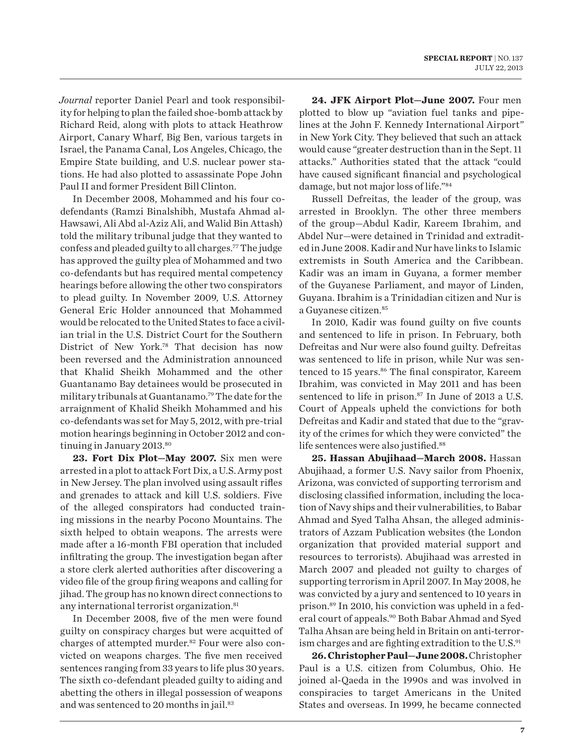*Journal* reporter Daniel Pearl and took responsibility for helping to plan the failed shoe-bomb attack by Richard Reid, along with plots to attack Heathrow Airport, Canary Wharf, Big Ben, various targets in Israel, the Panama Canal, Los Angeles, Chicago, the Empire State building, and U.S. nuclear power stations. He had also plotted to assassinate Pope John Paul II and former President Bill Clinton.

In December 2008, Mohammed and his four co-defendants (Ramzi Binalshibh, Mustafa Ahmad al-Hawsawi, Ali Abd al-Aziz Ali, and Walid Bin Attash) told the military tribunal judge that they wanted to confess and pleaded guilty to all charges.[77] The judge has approved the guilty plea of Mohammed and two co-defendants but has required mental competency hearings before allowing the other two conspirators to plead guilty. In November 2009, U.S. Attorney General Eric Holder announced that Mohammed would be relocated to the United States to face a civilian trial in the U.S. District Court for the Southern District of New York.[78] That decision has now been reversed and the Administration announced that Khalid Sheikh Mohammed and the other Guantanamo Bay detainees would be prosecuted in military tribunals at Guantanamo.[79] The date for the arraignment of Khalid Sheikh Mohammed and his co-defendants was set for May 5, 2012, with pre-trial motion hearings beginning in October 2012 and continuing in January 2013.[80]

**23. Fort Dix Plot—May 2007.** Six men were arrested in a plot to attack Fort Dix, a U.S. Army post in New Jersey. The plan involved using assault rifles and grenades to attack and kill U.S. soldiers. Five of the alleged conspirators had conducted training missions in the nearby Pocono Mountains. The sixth helped to obtain weapons. The arrests were made after a 16-month FBI operation that included infiltrating the group. The investigation began after a store clerk alerted authorities after discovering a video file of the group firing weapons and calling for jihad. The group has no known direct connections to any international terrorist organization.[81]

In December 2008, five of the men were found guilty on conspiracy charges but were acquitted of charges of attempted murder.[82] Four were also convicted on weapons charges. The five men received sentences ranging from 33 years to life plus 30 years. The sixth co-defendant pleaded guilty to aiding and abetting the others in illegal possession of weapons and was sentenced to 20 months in jail.[83]

**24. JFK Airport Plot—June 2007.** Four men plotted to blow up "aviation fuel tanks and pipelines at the John F. Kennedy International Airport" in New York City. They believed that such an attack would cause "greater destruction than in the Sept. 11 attacks." Authorities stated that the attack "could have caused significant financial and psychological damage, but not major loss of life."[84]

Russell Defreitas, the leader of the group, was arrested in Brooklyn. The other three members of the group—Abdul Kadir, Kareem Ibrahim, and Abdel Nur—were detained in Trinidad and extradited in June 2008. Kadir and Nur have links to Islamic extremists in South America and the Caribbean. Kadir was an imam in Guyana, a former member of the Guyanese Parliament, and mayor of Linden, Guyana. Ibrahim is a Trinidadian citizen and Nur is a Guyanese citizen.[85]

In 2010, Kadir was found guilty on five counts and sentenced to life in prison. In February, both Defreitas and Nur were also found guilty. Defreitas was sentenced to life in prison, while Nur was sentenced to 15 years.[86] The final conspirator, Kareem Ibrahim, was convicted in May 2011 and has been sentenced to life in prison.[87] In June of 2013 a U.S. Court of Appeals upheld the convictions for both Defreitas and Kadir and stated that due to the "gravity of the crimes for which they were convicted" the life sentences were also justified.[88]

**25. Hassan Abujihaad—March 2008.** Hassan Abujihaad, a former U.S. Navy sailor from Phoenix, Arizona, was convicted of supporting terrorism and disclosing classified information, including the location of Navy ships and their vulnerabilities, to Babar Ahmad and Syed Talha Ahsan, the alleged administrators of Azzam Publication websites (the London organization that provided material support and resources to terrorists). Abujihaad was arrested in March 2007 and pleaded not guilty to charges of supporting terrorism in April 2007. In May 2008, he was convicted by a jury and sentenced to 10 years in prison.[89] In 2010, his conviction was upheld in a federal court of appeals.[90] Both Babar Ahmad and Syed Talha Ahsan are being held in Britain on anti-terrorism charges and are fighting extradition to the U.S.[91]

**26. Christopher Paul—June 2008.** Christopher Paul is a U.S. citizen from Columbus, Ohio. He joined al-Qaeda in the 1990s and was involved in conspiracies to target Americans in the United States and overseas. In 1999, he became connected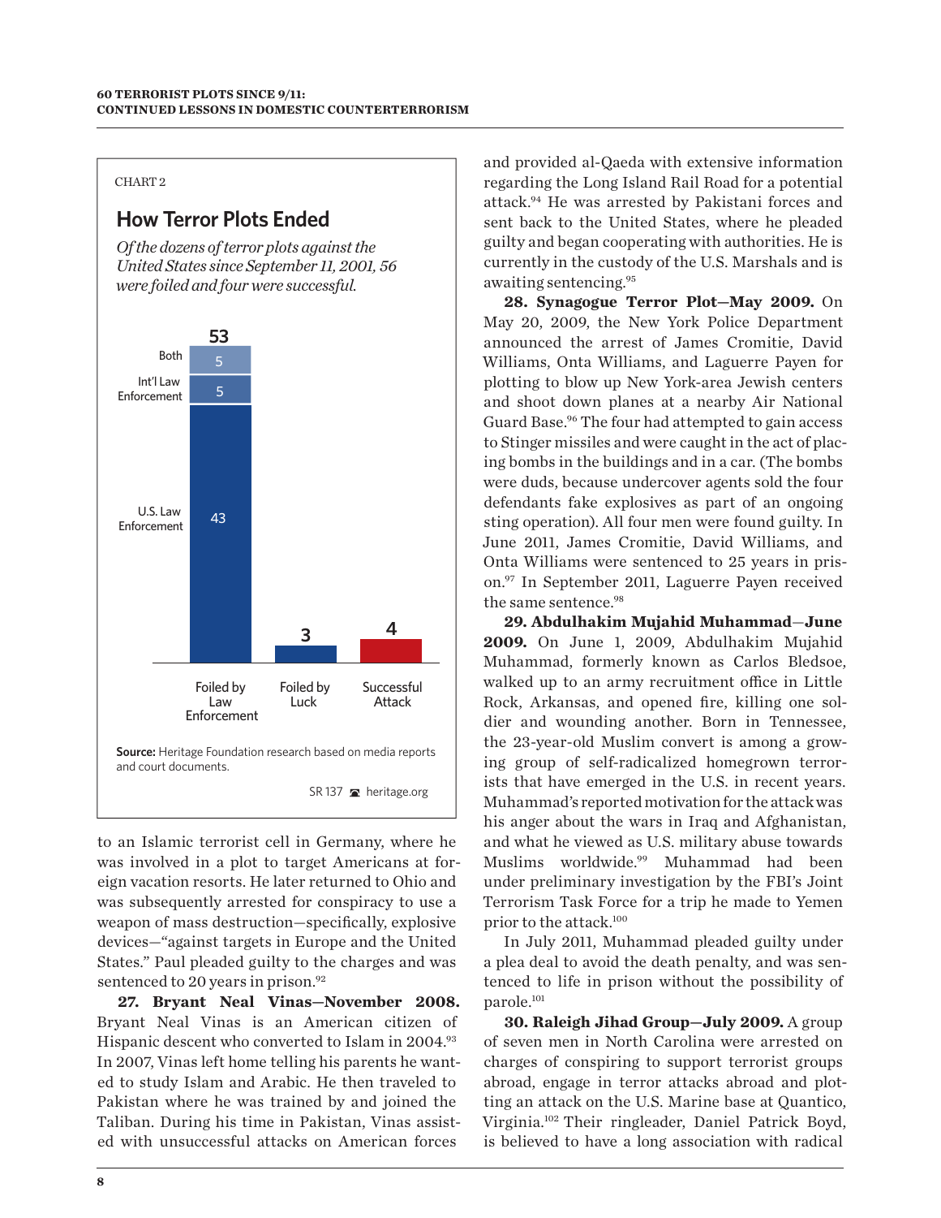CHART 2

### How Terror Plots Ended

*Of the dozens of terror plots against the United States since September 11, 2001, 56 were foiled and four were successful.*

| Category | Count |
| --- | --- |
| Foiled by Law Enforcement | 53 (U.S. Law Enforcement: 43; Int'l Law Enforcement: 5; Both: 5) |
| Foiled by Luck | 3 |
| Successful Attack | 4 |

**Source:** Heritage Foundation research based on media reports and court documents.

SR 137 heritage.org

to an Islamic terrorist cell in Germany, where he was involved in a plot to target Americans at foreign vacation resorts. He later returned to Ohio and was subsequently arrested for conspiracy to use a weapon of mass destruction—specifically, explosive devices—"against targets in Europe and the United States." Paul pleaded guilty to the charges and was sentenced to 20 years in prison.[92]

**27. Bryant Neal Vinas—November 2008.** Bryant Neal Vinas is an American citizen of Hispanic descent who converted to Islam in 2004.[93] In 2007, Vinas left home telling his parents he wanted to study Islam and Arabic. He then traveled to Pakistan where he was trained by and joined the Taliban. During his time in Pakistan, Vinas assisted with unsuccessful attacks on American forces and provided al-Qaeda with extensive information regarding the Long Island Rail Road for a potential attack.[94] He was arrested by Pakistani forces and sent back to the United States, where he pleaded guilty and began cooperating with authorities. He is currently in the custody of the U.S. Marshals and is awaiting sentencing.[95]

**28. Synagogue Terror Plot—May 2009.** On May 20, 2009, the New York Police Department announced the arrest of James Cromitie, David Williams, Onta Williams, and Laguerre Payen for plotting to blow up New York-area Jewish centers and shoot down planes at a nearby Air National Guard Base.[96] The four had attempted to gain access to Stinger missiles and were caught in the act of placing bombs in the buildings and in a car. (The bombs were duds, because undercover agents sold the four defendants fake explosives as part of an ongoing sting operation). All four men were found guilty. In June 2011, James Cromitie, David Williams, and Onta Williams were sentenced to 25 years in prison.[97] In September 2011, Laguerre Payen received the same sentence.[98]

**29. Abdulhakim Mujahid Muhammad—June 2009.** On June 1, 2009, Abdulhakim Mujahid Muhammad, formerly known as Carlos Bledsoe, walked up to an army recruitment office in Little Rock, Arkansas, and opened fire, killing one soldier and wounding another. Born in Tennessee, the 23-year-old Muslim convert is among a growing group of self-radicalized homegrown terrorists that have emerged in the U.S. in recent years. Muhammad's reported motivation for the attack was his anger about the wars in Iraq and Afghanistan, and what he viewed as U.S. military abuse towards Muslims worldwide.[99] Muhammad had been under preliminary investigation by the FBI's Joint Terrorism Task Force for a trip he made to Yemen prior to the attack.[100]

In July 2011, Muhammad pleaded guilty under a plea deal to avoid the death penalty, and was sentenced to life in prison without the possibility of parole.[101]

**30. Raleigh Jihad Group—July 2009.** A group of seven men in North Carolina were arrested on charges of conspiring to support terrorist groups abroad, engage in terror attacks abroad and plotting an attack on the U.S. Marine base at Quantico, Virginia.[102] Their ringleader, Daniel Patrick Boyd, is believed to have a long association with radical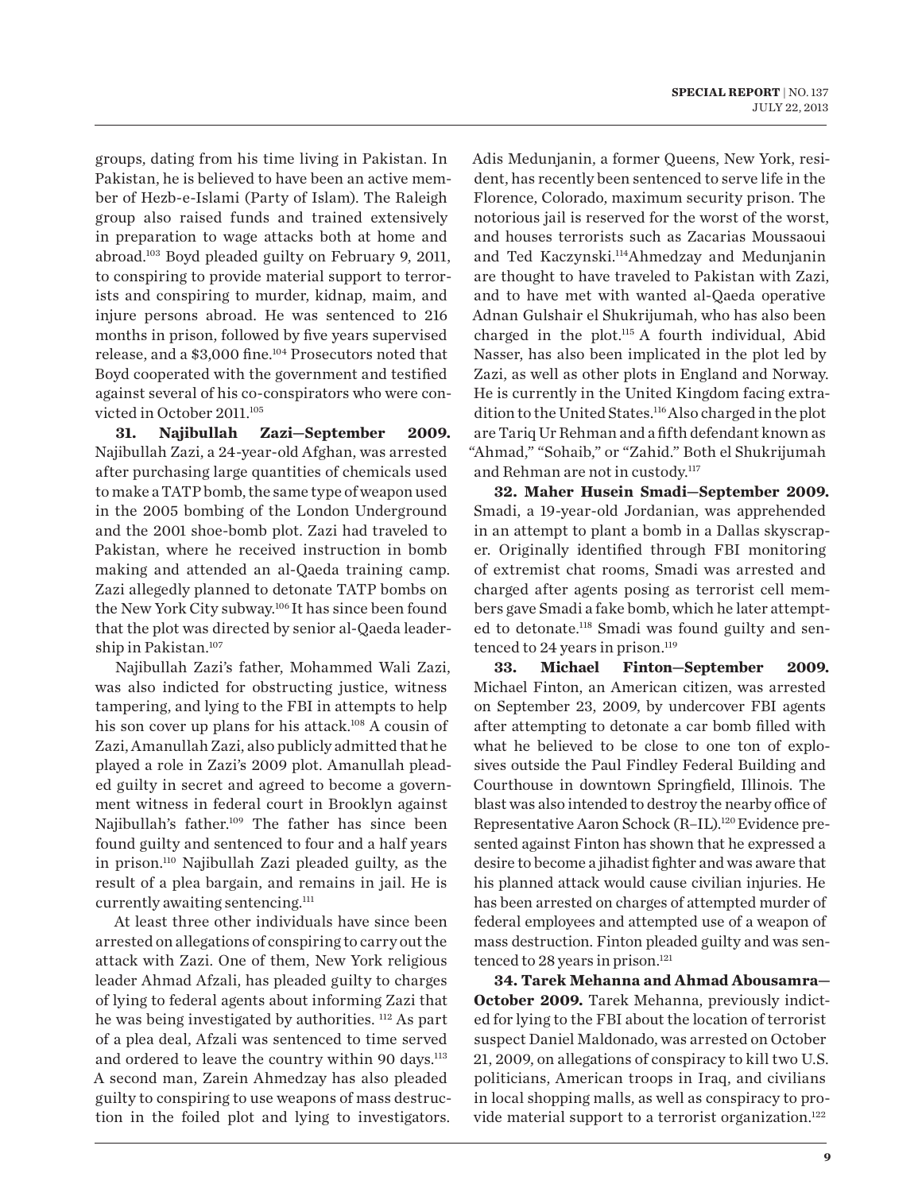groups, dating from his time living in Pakistan. In Pakistan, he is believed to have been an active member of Hezb-e-Islami (Party of Islam). The Raleigh group also raised funds and trained extensively in preparation to wage attacks both at home and abroad.[103] Boyd pleaded guilty on February 9, 2011, to conspiring to provide material support to terrorists and conspiring to murder, kidnap, maim, and injure persons abroad. He was sentenced to 216 months in prison, followed by five years supervised release, and a $3,000 fine.[104] Prosecutors noted that Boyd cooperated with the government and testified against several of his co-conspirators who were convicted in October 2011.[105]

**31. Najibullah Zazi—September 2009.** Najibullah Zazi, a 24-year-old Afghan, was arrested after purchasing large quantities of chemicals used to make a TATP bomb, the same type of weapon used in the 2005 bombing of the London Underground and the 2001 shoe-bomb plot. Zazi had traveled to Pakistan, where he received instruction in bomb making and attended an al-Qaeda training camp. Zazi allegedly planned to detonate TATP bombs on the New York City subway.[106] It has since been found that the plot was directed by senior al-Qaeda leadership in Pakistan.[107]

Najibullah Zazi's father, Mohammed Wali Zazi, was also indicted for obstructing justice, witness tampering, and lying to the FBI in attempts to help his son cover up plans for his attack.[108] A cousin of Zazi, Amanullah Zazi, also publicly admitted that he played a role in Zazi's 2009 plot. Amanullah pleaded guilty in secret and agreed to become a government witness in federal court in Brooklyn against Najibullah's father.[109] The father has since been found guilty and sentenced to four and a half years in prison.[110] Najibullah Zazi pleaded guilty, as the result of a plea bargain, and remains in jail. He is currently awaiting sentencing.[111]

At least three other individuals have since been arrested on allegations of conspiring to carry out the attack with Zazi. One of them, New York religious leader Ahmad Afzali, has pleaded guilty to charges of lying to federal agents about informing Zazi that he was being investigated by authorities.[112] As part of a plea deal, Afzali was sentenced to time served and ordered to leave the country within 90 days.[113] A second man, Zarein Ahmedzay has also pleaded guilty to conspiring to use weapons of mass destruction in the foiled plot and lying to investigators. Adis Medunjanin, a former Queens, New York, resident, has recently been sentenced to serve life in the Florence, Colorado, maximum security prison. The notorious jail is reserved for the worst of the worst, and houses terrorists such as Zacarias Moussaoui and Ted Kaczynski.[114] Ahmedzay and Medunjanin are thought to have traveled to Pakistan with Zazi, and to have met with wanted al-Qaeda operative Adnan Gulshair el Shukrijumah, who has also been charged in the plot.[115] A fourth individual, Abid Nasser, has also been implicated in the plot led by Zazi, as well as other plots in England and Norway. He is currently in the United Kingdom facing extradition to the United States.[116] Also charged in the plot are Tariq Ur Rehman and a fifth defendant known as "Ahmad," "Sohaib," or "Zahid." Both el Shukrijumah and Rehman are not in custody.[117]

**32. Maher Husein Smadi—September 2009.** Smadi, a 19-year-old Jordanian, was apprehended in an attempt to plant a bomb in a Dallas skyscraper. Originally identified through FBI monitoring of extremist chat rooms, Smadi was arrested and charged after agents posing as terrorist cell members gave Smadi a fake bomb, which he later attempted to detonate.[118] Smadi was found guilty and sentenced to 24 years in prison.[119]

**33. Michael Finton—September 2009.** Michael Finton, an American citizen, was arrested on September 23, 2009, by undercover FBI agents after attempting to detonate a car bomb filled with what he believed to be close to one ton of explosives outside the Paul Findley Federal Building and Courthouse in downtown Springfield, Illinois. The blast was also intended to destroy the nearby office of Representative Aaron Schock (R–IL).[120] Evidence presented against Finton has shown that he expressed a desire to become a jihadist fighter and was aware that his planned attack would cause civilian injuries. He has been arrested on charges of attempted murder of federal employees and attempted use of a weapon of mass destruction. Finton pleaded guilty and was sentenced to 28 years in prison.[121]

**34. Tarek Mehanna and Ahmad Abousamra—October 2009.** Tarek Mehanna, previously indicted for lying to the FBI about the location of terrorist suspect Daniel Maldonado, was arrested on October 21, 2009, on allegations of conspiracy to kill two U.S. politicians, American troops in Iraq, and civilians in local shopping malls, as well as conspiracy to provide material support to a terrorist organization.[122]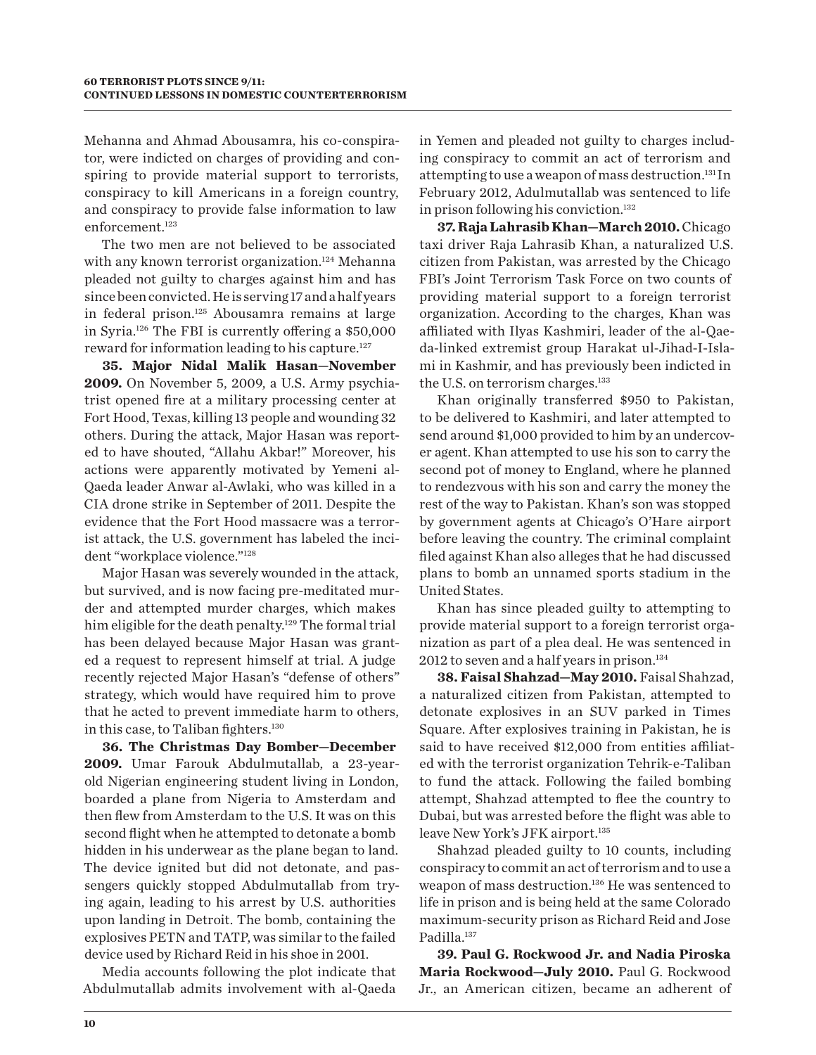Mehanna and Ahmad Abousamra, his co-conspirator, were indicted on charges of providing and conspiring to provide material support to terrorists, conspiracy to kill Americans in a foreign country, and conspiracy to provide false information to law enforcement.[123]

The two men are not believed to be associated with any known terrorist organization.[124] Mehanna pleaded not guilty to charges against him and has since been convicted. He is serving 17 and a half years in federal prison.[125] Abousamra remains at large in Syria.[126] The FBI is currently offering a $50,000 reward for information leading to his capture.[127]

**35. Major Nidal Malik Hasan—November 2009.** On November 5, 2009, a U.S. Army psychiatrist opened fire at a military processing center at Fort Hood, Texas, killing 13 people and wounding 32 others. During the attack, Major Hasan was reported to have shouted, "Allahu Akbar!" Moreover, his actions were apparently motivated by Yemeni al-Qaeda leader Anwar al-Awlaki, who was killed in a CIA drone strike in September of 2011. Despite the evidence that the Fort Hood massacre was a terrorist attack, the U.S. government has labeled the incident "workplace violence."[128]

Major Hasan was severely wounded in the attack, but survived, and is now facing pre-meditated murder and attempted murder charges, which makes him eligible for the death penalty.[129] The formal trial has been delayed because Major Hasan was granted a request to represent himself at trial. A judge recently rejected Major Hasan's "defense of others" strategy, which would have required him to prove that he acted to prevent immediate harm to others, in this case, to Taliban fighters.[130]

**36. The Christmas Day Bomber—December 2009.** Umar Farouk Abdulmutallab, a 23-year-old Nigerian engineering student living in London, boarded a plane from Nigeria to Amsterdam and then flew from Amsterdam to the U.S. It was on this second flight when he attempted to detonate a bomb hidden in his underwear as the plane began to land. The device ignited but did not detonate, and passengers quickly stopped Abdulmutallab from trying again, leading to his arrest by U.S. authorities upon landing in Detroit. The bomb, containing the explosives PETN and TATP, was similar to the failed device used by Richard Reid in his shoe in 2001.

Media accounts following the plot indicate that Abdulmutallab admits involvement with al-Qaeda in Yemen and pleaded not guilty to charges including conspiracy to commit an act of terrorism and attempting to use a weapon of mass destruction.[131] In February 2012, Adulmutallab was sentenced to life in prison following his conviction.[132]

**37. Raja Lahrasib Khan—March 2010.** Chicago taxi driver Raja Lahrasib Khan, a naturalized U.S. citizen from Pakistan, was arrested by the Chicago FBI's Joint Terrorism Task Force on two counts of providing material support to a foreign terrorist organization. According to the charges, Khan was affiliated with Ilyas Kashmiri, leader of the al-Qaeda-linked extremist group Harakat ul-Jihad-I-Islami in Kashmir, and has previously been indicted in the U.S. on terrorism charges.[133]

Khan originally transferred $950 to Pakistan, to be delivered to Kashmiri, and later attempted to send around $1,000 provided to him by an undercover agent. Khan attempted to use his son to carry the second pot of money to England, where he planned to rendezvous with his son and carry the money the rest of the way to Pakistan. Khan's son was stopped by government agents at Chicago's O'Hare airport before leaving the country. The criminal complaint filed against Khan also alleges that he had discussed plans to bomb an unnamed sports stadium in the United States.

Khan has since pleaded guilty to attempting to provide material support to a foreign terrorist organization as part of a plea deal. He was sentenced in 2012 to seven and a half years in prison.[134]

**38. Faisal Shahzad—May 2010.** Faisal Shahzad, a naturalized citizen from Pakistan, attempted to detonate explosives in an SUV parked in Times Square. After explosives training in Pakistan, he is said to have received $12,000 from entities affiliated with the terrorist organization Tehrik-e-Taliban to fund the attack. Following the failed bombing attempt, Shahzad attempted to flee the country to Dubai, but was arrested before the flight was able to leave New York's JFK airport.[135]

Shahzad pleaded guilty to 10 counts, including conspiracy to commit an act of terrorism and to use a weapon of mass destruction.[136] He was sentenced to life in prison and is being held at the same Colorado maximum-security prison as Richard Reid and Jose Padilla.[137]

**39. Paul G. Rockwood Jr. and Nadia Piroska Maria Rockwood—July 2010.** Paul G. Rockwood Jr., an American citizen, became an adherent of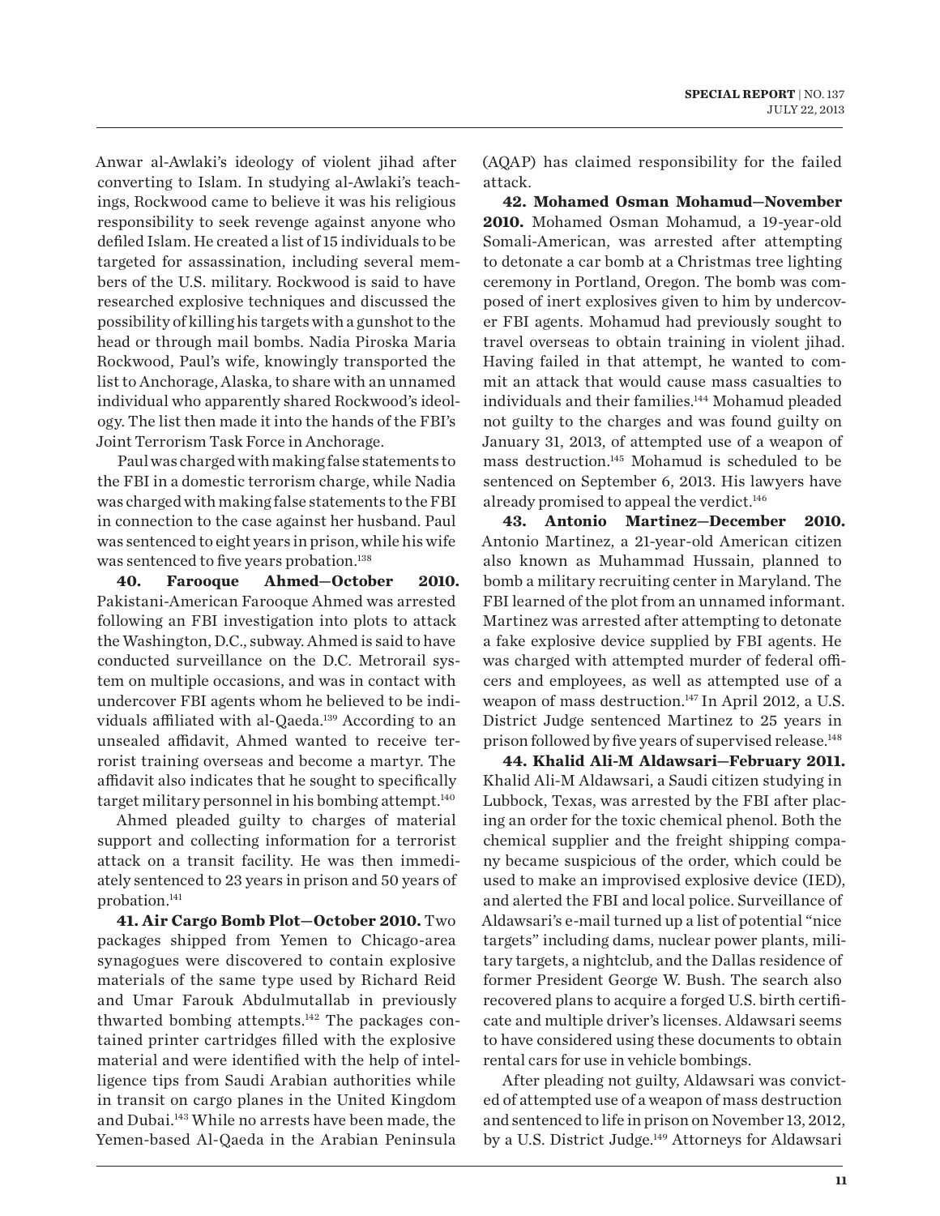Anwar al-Awlaki's ideology of violent jihad after converting to Islam. In studying al-Awlaki's teachings, Rockwood came to believe it was his religious responsibility to seek revenge against anyone who defiled Islam. He created a list of 15 individuals to be targeted for assassination, including several members of the U.S. military. Rockwood is said to have researched explosive techniques and discussed the possibility of killing his targets with a gunshot to the head or through mail bombs. Nadia Piroska Maria Rockwood, Paul's wife, knowingly transported the list to Anchorage, Alaska, to share with an unnamed individual who apparently shared Rockwood's ideology. The list then made it into the hands of the FBI's Joint Terrorism Task Force in Anchorage.

Paul was charged with making false statements to the FBI in a domestic terrorism charge, while Nadia was charged with making false statements to the FBI in connection to the case against her husband. Paul was sentenced to eight years in prison, while his wife was sentenced to five years probation.[138]

**40. Farooque Ahmed—October 2010.** Pakistani-American Farooque Ahmed was arrested following an FBI investigation into plots to attack the Washington, D.C., subway. Ahmed is said to have conducted surveillance on the D.C. Metrorail system on multiple occasions, and was in contact with undercover FBI agents whom he believed to be individuals affiliated with al-Qaeda.[139] According to an unsealed affidavit, Ahmed wanted to receive terrorist training overseas and become a martyr. The affidavit also indicates that he sought to specifically target military personnel in his bombing attempt.[140]

Ahmed pleaded guilty to charges of material support and collecting information for a terrorist attack on a transit facility. He was then immediately sentenced to 23 years in prison and 50 years of probation.[141]

**41. Air Cargo Bomb Plot—October 2010.** Two packages shipped from Yemen to Chicago-area synagogues were discovered to contain explosive materials of the same type used by Richard Reid and Umar Farouk Abdulmutallab in previously thwarted bombing attempts.[142] The packages contained printer cartridges filled with the explosive material and were identified with the help of intelligence tips from Saudi Arabian authorities while in transit on cargo planes in the United Kingdom and Dubai.[143] While no arrests have been made, the Yemen-based Al-Qaeda in the Arabian Peninsula (AQAP) has claimed responsibility for the failed attack.

**42. Mohamed Osman Mohamud—November 2010.** Mohamed Osman Mohamud, a 19-year-old Somali-American, was arrested after attempting to detonate a car bomb at a Christmas tree lighting ceremony in Portland, Oregon. The bomb was composed of inert explosives given to him by undercover FBI agents. Mohamud had previously sought to travel overseas to obtain training in violent jihad. Having failed in that attempt, he wanted to commit an attack that would cause mass casualties to individuals and their families.[144] Mohamud pleaded not guilty to the charges and was found guilty on January 31, 2013, of attempted use of a weapon of mass destruction.[145] Mohamud is scheduled to be sentenced on September 6, 2013. His lawyers have already promised to appeal the verdict.[146]

**43. Antonio Martinez—December 2010.** Antonio Martinez, a 21-year-old American citizen also known as Muhammad Hussain, planned to bomb a military recruiting center in Maryland. The FBI learned of the plot from an unnamed informant. Martinez was arrested after attempting to detonate a fake explosive device supplied by FBI agents. He was charged with attempted murder of federal officers and employees, as well as attempted use of a weapon of mass destruction.[147] In April 2012, a U.S. District Judge sentenced Martinez to 25 years in prison followed by five years of supervised release.[148]

**44. Khalid Ali-M Aldawsari—February 2011.** Khalid Ali-M Aldawsari, a Saudi citizen studying in Lubbock, Texas, was arrested by the FBI after placing an order for the toxic chemical phenol. Both the chemical supplier and the freight shipping company became suspicious of the order, which could be used to make an improvised explosive device (IED), and alerted the FBI and local police. Surveillance of Aldawsari's e-mail turned up a list of potential "nice targets" including dams, nuclear power plants, military targets, a nightclub, and the Dallas residence of former President George W. Bush. The search also recovered plans to acquire a forged U.S. birth certificate and multiple driver's licenses. Aldawsari seems to have considered using these documents to obtain rental cars for use in vehicle bombings.

After pleading not guilty, Aldawsari was convicted of attempted use of a weapon of mass destruction and sentenced to life in prison on November 13, 2012, by a U.S. District Judge.[149] Attorneys for Aldawsari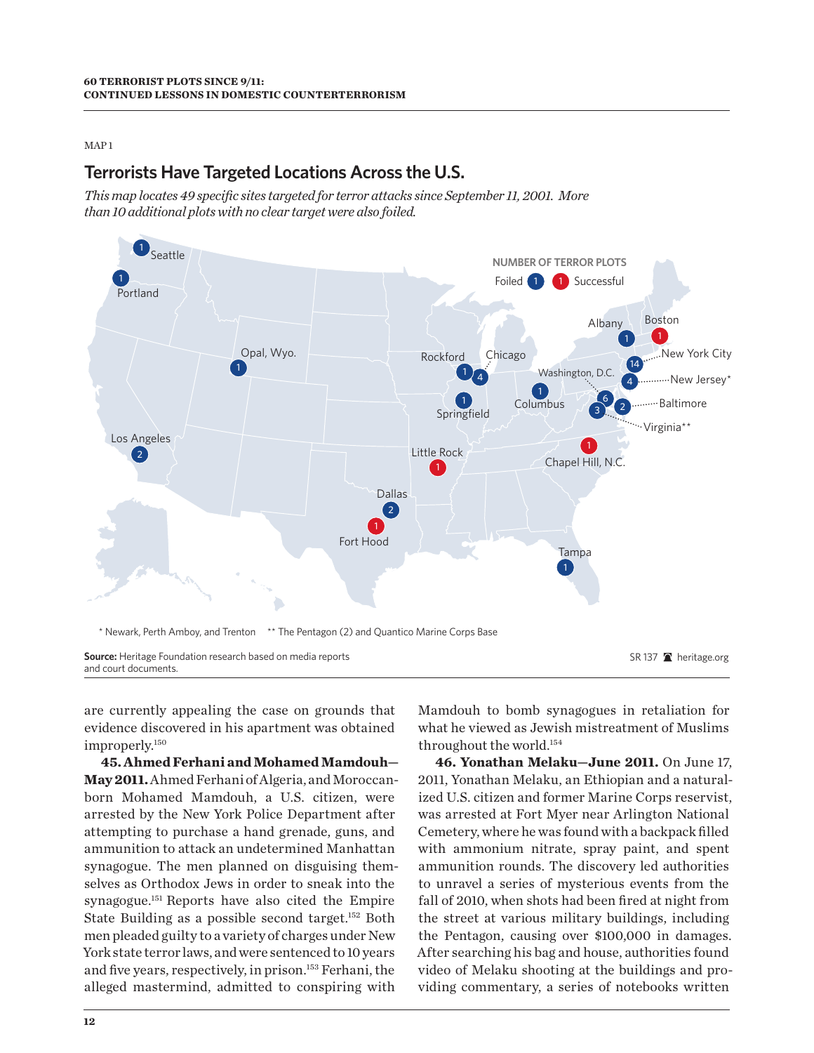MAP 1

## Terrorists Have Targeted Locations Across the U.S.

*This map locates 49 specific sites targeted for terror attacks since September 11, 2001. More than 10 additional plots with no clear target were also foiled.*

NUMBER OF TERROR PLOTS: Foiled / Successful

Seattle 1 · Portland 1 · Opal, Wyo. 1 · Los Angeles 2 · Rockford 1 · Chicago 4 · Springfield 1 · Little Rock 1 (successful) · Dallas 2 · Fort Hood 1 (successful) · Columbus 1 · Tampa 1 · Chapel Hill, N.C. 1 (successful) · Albany 1 · Boston 1 (successful) · New York City 14 · New Jersey* 4 · Washington, D.C. 6 · Baltimore 2 · Virginia** 3

\* Newark, Perth Amboy, and Trenton ** The Pentagon (2) and Quantico Marine Corps Base

**Source:** Heritage Foundation research based on media reports and court documents.

SR 137 heritage.org

are currently appealing the case on grounds that evidence discovered in his apartment was obtained improperly.[150]

**45. Ahmed Ferhani and Mohamed Mamdouh—May 2011.** Ahmed Ferhani of Algeria, and Moroccan-born Mohamed Mamdouh, a U.S. citizen, were arrested by the New York Police Department after attempting to purchase a hand grenade, guns, and ammunition to attack an undetermined Manhattan synagogue. The men planned on disguising themselves as Orthodox Jews in order to sneak into the synagogue.[151] Reports have also cited the Empire State Building as a possible second target.[152] Both men pleaded guilty to a variety of charges under New York state terror laws, and were sentenced to 10 years and five years, respectively, in prison.[153] Ferhani, the alleged mastermind, admitted to conspiring with Mamdouh to bomb synagogues in retaliation for what he viewed as Jewish mistreatment of Muslims throughout the world.[154]

**46. Yonathan Melaku—June 2011.** On June 17, 2011, Yonathan Melaku, an Ethiopian and a naturalized U.S. citizen and former Marine Corps reservist, was arrested at Fort Myer near Arlington National Cemetery, where he was found with a backpack filled with ammonium nitrate, spray paint, and spent ammunition rounds. The discovery led authorities to unravel a series of mysterious events from the fall of 2010, when shots had been fired at night from the street at various military buildings, including the Pentagon, causing over $100,000 in damages. After searching his bag and house, authorities found video of Melaku shooting at the buildings and providing commentary, a series of notebooks written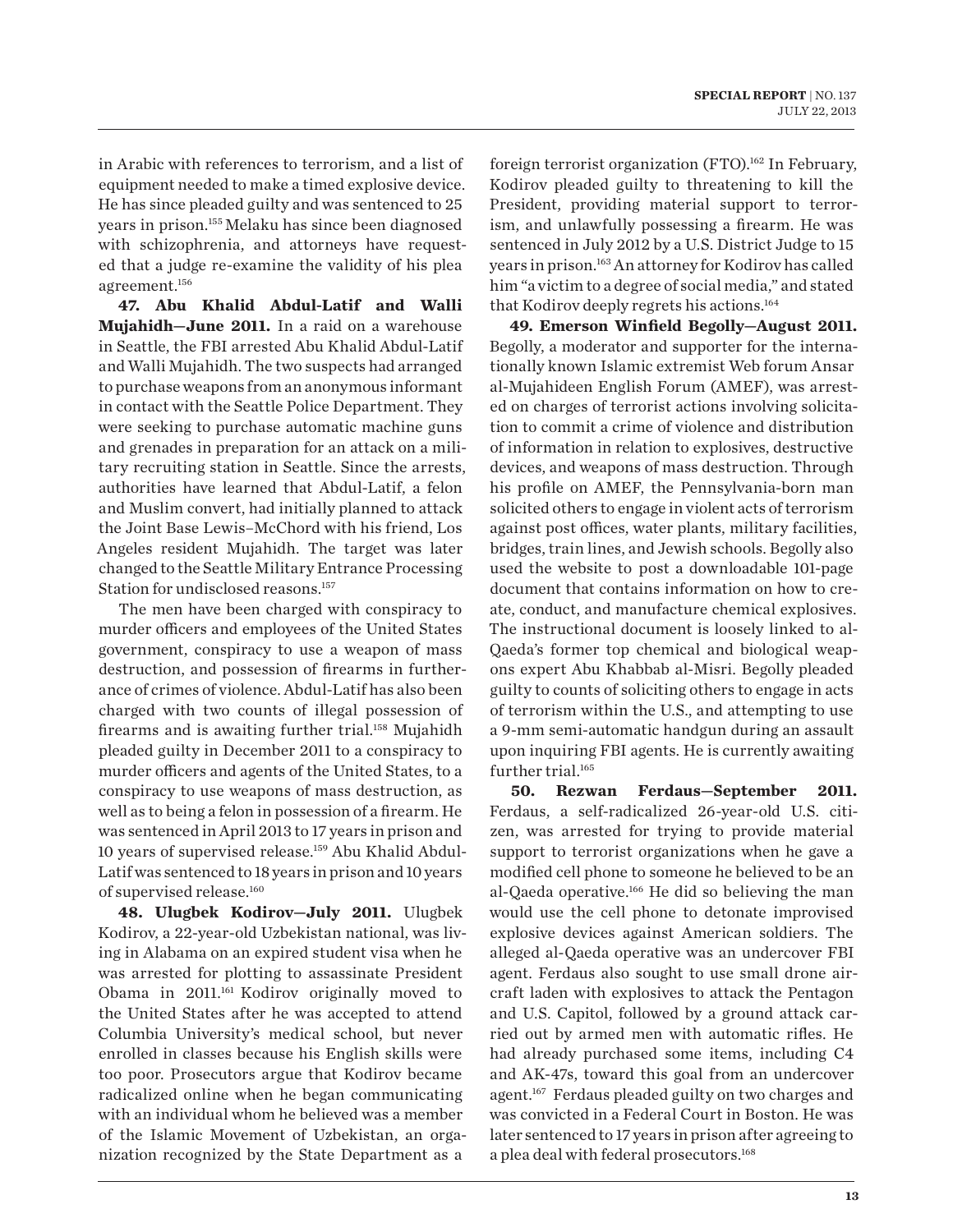in Arabic with references to terrorism, and a list of equipment needed to make a timed explosive device. He has since pleaded guilty and was sentenced to 25 years in prison.[155] Melaku has since been diagnosed with schizophrenia, and attorneys have requested that a judge re-examine the validity of his plea agreement.[156]

**47. Abu Khalid Abdul-Latif and Walli Mujahidh—June 2011.** In a raid on a warehouse in Seattle, the FBI arrested Abu Khalid Abdul-Latif and Walli Mujahidh. The two suspects had arranged to purchase weapons from an anonymous informant in contact with the Seattle Police Department. They were seeking to purchase automatic machine guns and grenades in preparation for an attack on a military recruiting station in Seattle. Since the arrests, authorities have learned that Abdul-Latif, a felon and Muslim convert, had initially planned to attack the Joint Base Lewis–McChord with his friend, Los Angeles resident Mujahidh. The target was later changed to the Seattle Military Entrance Processing Station for undisclosed reasons.[157]

The men have been charged with conspiracy to murder officers and employees of the United States government, conspiracy to use a weapon of mass destruction, and possession of firearms in furtherance of crimes of violence. Abdul-Latif has also been charged with two counts of illegal possession of firearms and is awaiting further trial.[158] Mujahidh pleaded guilty in December 2011 to a conspiracy to murder officers and agents of the United States, to a conspiracy to use weapons of mass destruction, as well as to being a felon in possession of a firearm. He was sentenced in April 2013 to 17 years in prison and 10 years of supervised release.[159] Abu Khalid Abdul-Latif was sentenced to 18 years in prison and 10 years of supervised release.[160]

**48. Ulugbek Kodirov—July 2011.** Ulugbek Kodirov, a 22-year-old Uzbekistan national, was living in Alabama on an expired student visa when he was arrested for plotting to assassinate President Obama in 2011.[161] Kodirov originally moved to the United States after he was accepted to attend Columbia University's medical school, but never enrolled in classes because his English skills were too poor. Prosecutors argue that Kodirov became radicalized online when he began communicating with an individual whom he believed was a member of the Islamic Movement of Uzbekistan, an organization recognized by the State Department as a foreign terrorist organization (FTO).[162] In February, Kodirov pleaded guilty to threatening to kill the President, providing material support to terrorism, and unlawfully possessing a firearm. He was sentenced in July 2012 by a U.S. District Judge to 15 years in prison.[163] An attorney for Kodirov has called him "a victim to a degree of social media," and stated that Kodirov deeply regrets his actions.[164]

**49. Emerson Winfield Begolly—August 2011.** Begolly, a moderator and supporter for the internationally known Islamic extremist Web forum Ansar al-Mujahideen English Forum (AMEF), was arrested on charges of terrorist actions involving solicitation to commit a crime of violence and distribution of information in relation to explosives, destructive devices, and weapons of mass destruction. Through his profile on AMEF, the Pennsylvania-born man solicited others to engage in violent acts of terrorism against post offices, water plants, military facilities, bridges, train lines, and Jewish schools. Begolly also used the website to post a downloadable 101-page document that contains information on how to create, conduct, and manufacture chemical explosives. The instructional document is loosely linked to al-Qaeda's former top chemical and biological weapons expert Abu Khabbab al-Misri. Begolly pleaded guilty to counts of soliciting others to engage in acts of terrorism within the U.S., and attempting to use a 9-mm semi-automatic handgun during an assault upon inquiring FBI agents. He is currently awaiting further trial.[165]

**50. Rezwan Ferdaus—September 2011.** Ferdaus, a self-radicalized 26-year-old U.S. citizen, was arrested for trying to provide material support to terrorist organizations when he gave a modified cell phone to someone he believed to be an al-Qaeda operative.[166] He did so believing the man would use the cell phone to detonate improvised explosive devices against American soldiers. The alleged al-Qaeda operative was an undercover FBI agent. Ferdaus also sought to use small drone aircraft laden with explosives to attack the Pentagon and U.S. Capitol, followed by a ground attack carried out by armed men with automatic rifles. He had already purchased some items, including C4 and AK-47s, toward this goal from an undercover agent.[167] Ferdaus pleaded guilty on two charges and was convicted in a Federal Court in Boston. He was later sentenced to 17 years in prison after agreeing to a plea deal with federal prosecutors.[168]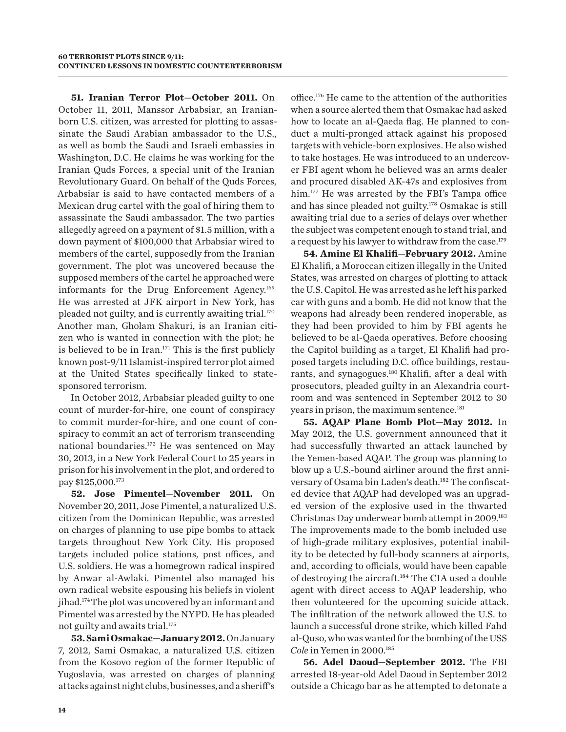**51. Iranian Terror Plot—October 2011.** On October 11, 2011, Manssor Arbabsiar, an Iranian-born U.S. citizen, was arrested for plotting to assassinate the Saudi Arabian ambassador to the U.S., as well as bomb the Saudi and Israeli embassies in Washington, D.C. He claims he was working for the Iranian Quds Forces, a special unit of the Iranian Revolutionary Guard. On behalf of the Quds Forces, Arbabsiar is said to have contacted members of a Mexican drug cartel with the goal of hiring them to assassinate the Saudi ambassador. The two parties allegedly agreed on a payment of $1.5 million, with a down payment of $100,000 that Arbabsiar wired to members of the cartel, supposedly from the Iranian government. The plot was uncovered because the supposed members of the cartel he approached were informants for the Drug Enforcement Agency.[169] He was arrested at JFK airport in New York, has pleaded not guilty, and is currently awaiting trial.[170] Another man, Gholam Shakuri, is an Iranian citizen who is wanted in connection with the plot; he is believed to be in Iran.[171] This is the first publicly known post-9/11 Islamist-inspired terror plot aimed at the United States specifically linked to state-sponsored terrorism.

In October 2012, Arbabsiar pleaded guilty to one count of murder-for-hire, one count of conspiracy to commit murder-for-hire, and one count of conspiracy to commit an act of terrorism transcending national boundaries.[172] He was sentenced on May 30, 2013, in a New York Federal Court to 25 years in prison for his involvement in the plot, and ordered to pay $125,000.[173]

**52. Jose Pimentel—November 2011.** On November 20, 2011, Jose Pimentel, a naturalized U.S. citizen from the Dominican Republic, was arrested on charges of planning to use pipe bombs to attack targets throughout New York City. His proposed targets included police stations, post offices, and U.S. soldiers. He was a homegrown radical inspired by Anwar al-Awlaki. Pimentel also managed his own radical website espousing his beliefs in violent jihad.[174] The plot was uncovered by an informant and Pimentel was arrested by the NYPD. He has pleaded not guilty and awaits trial.[175]

**53. Sami Osmakac—January 2012.** On January 7, 2012, Sami Osmakac, a naturalized U.S. citizen from the Kosovo region of the former Republic of Yugoslavia, was arrested on charges of planning attacks against night clubs, businesses, and a sheriff's office.[176] He came to the attention of the authorities when a source alerted them that Osmakac had asked how to locate an al-Qaeda flag. He planned to conduct a multi-pronged attack against his proposed targets with vehicle-born explosives. He also wished to take hostages. He was introduced to an undercover FBI agent whom he believed was an arms dealer and procured disabled AK-47s and explosives from him.[177] He was arrested by the FBI's Tampa office and has since pleaded not guilty.[178] Osmakac is still awaiting trial due to a series of delays over whether the subject was competent enough to stand trial, and a request by his lawyer to withdraw from the case.[179]

**54. Amine El Khalifi—February 2012.** Amine El Khalifi, a Moroccan citizen illegally in the United States, was arrested on charges of plotting to attack the U.S. Capitol. He was arrested as he left his parked car with guns and a bomb. He did not know that the weapons had already been rendered inoperable, as they had been provided to him by FBI agents he believed to be al-Qaeda operatives. Before choosing the Capitol building as a target, El Khalifi had proposed targets including D.C. office buildings, restaurants, and synagogues.[180] Khalifi, after a deal with prosecutors, pleaded guilty in an Alexandria courtroom and was sentenced in September 2012 to 30 years in prison, the maximum sentence.[181]

**55. AQAP Plane Bomb Plot—May 2012.** In May 2012, the U.S. government announced that it had successfully thwarted an attack launched by the Yemen-based AQAP. The group was planning to blow up a U.S.-bound airliner around the first anniversary of Osama bin Laden's death.[182] The confiscated device that AQAP had developed was an upgraded version of the explosive used in the thwarted Christmas Day underwear bomb attempt in 2009.[183] The improvements made to the bomb included use of high-grade military explosives, potential inability to be detected by full-body scanners at airports, and, according to officials, would have been capable of destroying the aircraft.[184] The CIA used a double agent with direct access to AQAP leadership, who then volunteered for the upcoming suicide attack. The infiltration of the network allowed the U.S. to launch a successful drone strike, which killed Fahd al-Quso, who was wanted for the bombing of the USS *Cole* in Yemen in 2000.[185]

**56. Adel Daoud—September 2012.** The FBI arrested 18-year-old Adel Daoud in September 2012 outside a Chicago bar as he attempted to detonate a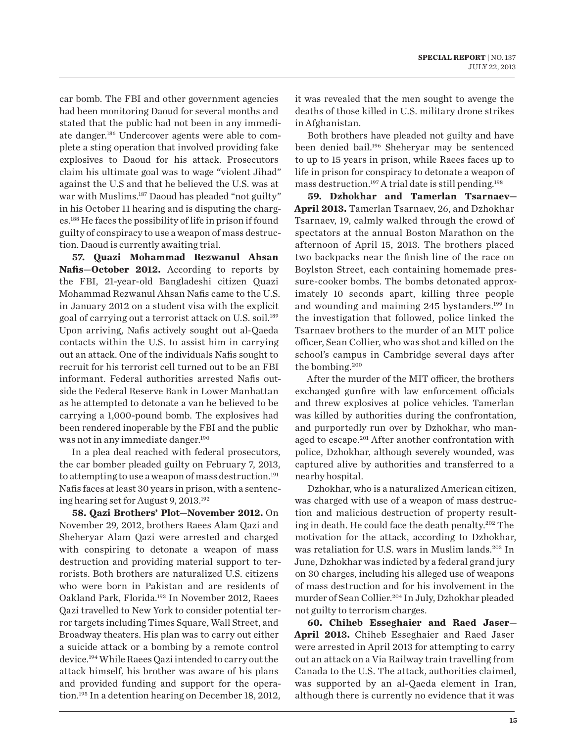car bomb. The FBI and other government agencies had been monitoring Daoud for several months and stated that the public had not been in any immediate danger.[186] Undercover agents were able to complete a sting operation that involved providing fake explosives to Daoud for his attack. Prosecutors claim his ultimate goal was to wage "violent Jihad" against the U.S and that he believed the U.S. was at war with Muslims.[187] Daoud has pleaded "not guilty" in his October 11 hearing and is disputing the charges.[188] He faces the possibility of life in prison if found guilty of conspiracy to use a weapon of mass destruction. Daoud is currently awaiting trial.

**57. Quazi Mohammad Rezwanul Ahsan Nafis—October 2012.** According to reports by the FBI, 21-year-old Bangladeshi citizen Quazi Mohammad Rezwanul Ahsan Nafis came to the U.S. in January 2012 on a student visa with the explicit goal of carrying out a terrorist attack on U.S. soil.[189] Upon arriving, Nafis actively sought out al-Qaeda contacts within the U.S. to assist him in carrying out an attack. One of the individuals Nafis sought to recruit for his terrorist cell turned out to be an FBI informant. Federal authorities arrested Nafis outside the Federal Reserve Bank in Lower Manhattan as he attempted to detonate a van he believed to be carrying a 1,000-pound bomb. The explosives had been rendered inoperable by the FBI and the public was not in any immediate danger.[190]

In a plea deal reached with federal prosecutors, the car bomber pleaded guilty on February 7, 2013, to attempting to use a weapon of mass destruction.[191] Nafis faces at least 30 years in prison, with a sentencing hearing set for August 9, 2013.[192]

**58. Qazi Brothers' Plot—November 2012.** On November 29, 2012, brothers Raees Alam Qazi and Sheheryar Alam Qazi were arrested and charged with conspiring to detonate a weapon of mass destruction and providing material support to terrorists. Both brothers are naturalized U.S. citizens who were born in Pakistan and are residents of Oakland Park, Florida.[193] In November 2012, Raees Qazi travelled to New York to consider potential terror targets including Times Square, Wall Street, and Broadway theaters. His plan was to carry out either a suicide attack or a bombing by a remote control device.[194] While Raees Qazi intended to carry out the attack himself, his brother was aware of his plans and provided funding and support for the operation.[195] In a detention hearing on December 18, 2012, it was revealed that the men sought to avenge the deaths of those killed in U.S. military drone strikes in Afghanistan.

Both brothers have pleaded not guilty and have been denied bail.[196] Sheheryar may be sentenced to up to 15 years in prison, while Raees faces up to life in prison for conspiracy to detonate a weapon of mass destruction.[197] A trial date is still pending.[198]

**59. Dzhokhar and Tamerlan Tsarnaev—April 2013.** Tamerlan Tsarnaev, 26, and Dzhokhar Tsarnaev, 19, calmly walked through the crowd of spectators at the annual Boston Marathon on the afternoon of April 15, 2013. The brothers placed two backpacks near the finish line of the race on Boylston Street, each containing homemade pressure-cooker bombs. The bombs detonated approximately 10 seconds apart, killing three people and wounding and maiming 245 bystanders.[199] In the investigation that followed, police linked the Tsarnaev brothers to the murder of an MIT police officer, Sean Collier, who was shot and killed on the school's campus in Cambridge several days after the bombing.[200]

After the murder of the MIT officer, the brothers exchanged gunfire with law enforcement officials and threw explosives at police vehicles. Tamerlan was killed by authorities during the confrontation, and purportedly run over by Dzhokhar, who managed to escape.[201] After another confrontation with police, Dzhokhar, although severely wounded, was captured alive by authorities and transferred to a nearby hospital.

Dzhokhar, who is a naturalized American citizen, was charged with use of a weapon of mass destruction and malicious destruction of property resulting in death. He could face the death penalty.[202] The motivation for the attack, according to Dzhokhar, was retaliation for U.S. wars in Muslim lands.[203] In June, Dzhokhar was indicted by a federal grand jury on 30 charges, including his alleged use of weapons of mass destruction and for his involvement in the murder of Sean Collier.[204] In July, Dzhokhar pleaded not guilty to terrorism charges.

**60. Chiheb Esseghaier and Raed Jaser—April 2013.** Chiheb Esseghaier and Raed Jaser were arrested in April 2013 for attempting to carry out an attack on a Via Railway train travelling from Canada to the U.S. The attack, authorities claimed, was supported by an al-Qaeda element in Iran, although there is currently no evidence that it was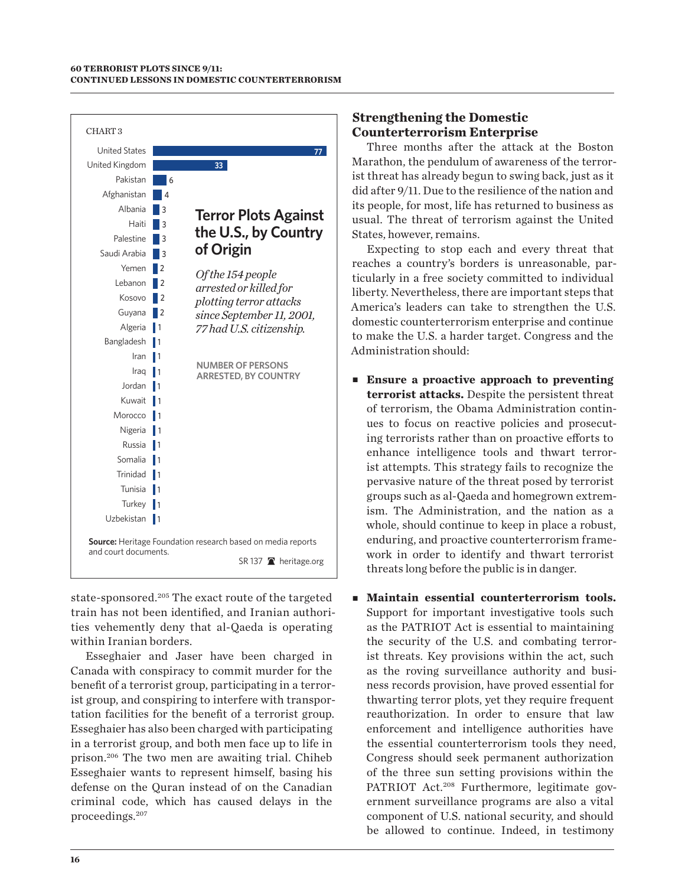CHART 3

### Terror Plots Against the U.S., by Country of Origin

*Of the 154 people arrested or killed for plotting terror attacks since September 11, 2001, 77 had U.S. citizenship.*

NUMBER OF PERSONS ARRESTED, BY COUNTRY

| Country | Number |
|---|---|
| United States | 77 |
| United Kingdom | 33 |
| Pakistan | 6 |
| Afghanistan | 4 |
| Albania | 3 |
| Haiti | 3 |
| Palestine | 3 |
| Saudi Arabia | 3 |
| Yemen | 2 |
| Lebanon | 2 |
| Kosovo | 2 |
| Guyana | 2 |
| Algeria | 1 |
| Bangladesh | 1 |
| Iran | 1 |
| Iraq | 1 |
| Jordan | 1 |
| Kuwait | 1 |
| Morocco | 1 |
| Nigeria | 1 |
| Russia | 1 |
| Somalia | 1 |
| Trinidad | 1 |
| Tunisia | 1 |
| Turkey | 1 |
| Uzbekistan | 1 |

**Source:** Heritage Foundation research based on media reports and court documents.

SR 137 heritage.org

state-sponsored.[205] The exact route of the targeted train has not been identified, and Iranian authorities vehemently deny that al-Qaeda is operating within Iranian borders.

Esseghaier and Jaser have been charged in Canada with conspiracy to commit murder for the benefit of a terrorist group, participating in a terrorist group, and conspiring to interfere with transportation facilities for the benefit of a terrorist group. Esseghaier has also been charged with participating in a terrorist group, and both men face up to life in prison.[206] The two men are awaiting trial. Chiheb Esseghaier wants to represent himself, basing his defense on the Quran instead of on the Canadian criminal code, which has caused delays in the proceedings.[207]

## Strengthening the Domestic Counterterrorism Enterprise

Three months after the attack at the Boston Marathon, the pendulum of awareness of the terrorist threat has already begun to swing back, just as it did after 9/11. Due to the resilience of the nation and its people, for most, life has returned to business as usual. The threat of terrorism against the United States, however, remains.

Expecting to stop each and every threat that reaches a country's borders is unreasonable, particularly in a free society committed to individual liberty. Nevertheless, there are important steps that America's leaders can take to strengthen the U.S. domestic counterterrorism enterprise and continue to make the U.S. a harder target. Congress and the Administration should:

- **Ensure a proactive approach to preventing terrorist attacks.** Despite the persistent threat of terrorism, the Obama Administration continues to focus on reactive policies and prosecuting terrorists rather than on proactive efforts to enhance intelligence tools and thwart terrorist attempts. This strategy fails to recognize the pervasive nature of the threat posed by terrorist groups such as al-Qaeda and homegrown extremism. The Administration, and the nation as a whole, should continue to keep in place a robust, enduring, and proactive counterterrorism framework in order to identify and thwart terrorist threats long before the public is in danger.

- **Maintain essential counterterrorism tools.** Support for important investigative tools such as the PATRIOT Act is essential to maintaining the security of the U.S. and combating terrorist threats. Key provisions within the act, such as the roving surveillance authority and business records provision, have proved essential for thwarting terror plots, yet they require frequent reauthorization. In order to ensure that law enforcement and intelligence authorities have the essential counterterrorism tools they need, Congress should seek permanent authorization of the three sun setting provisions within the PATRIOT Act.[208] Furthermore, legitimate government surveillance programs are also a vital component of U.S. national security, and should be allowed to continue. Indeed, in testimony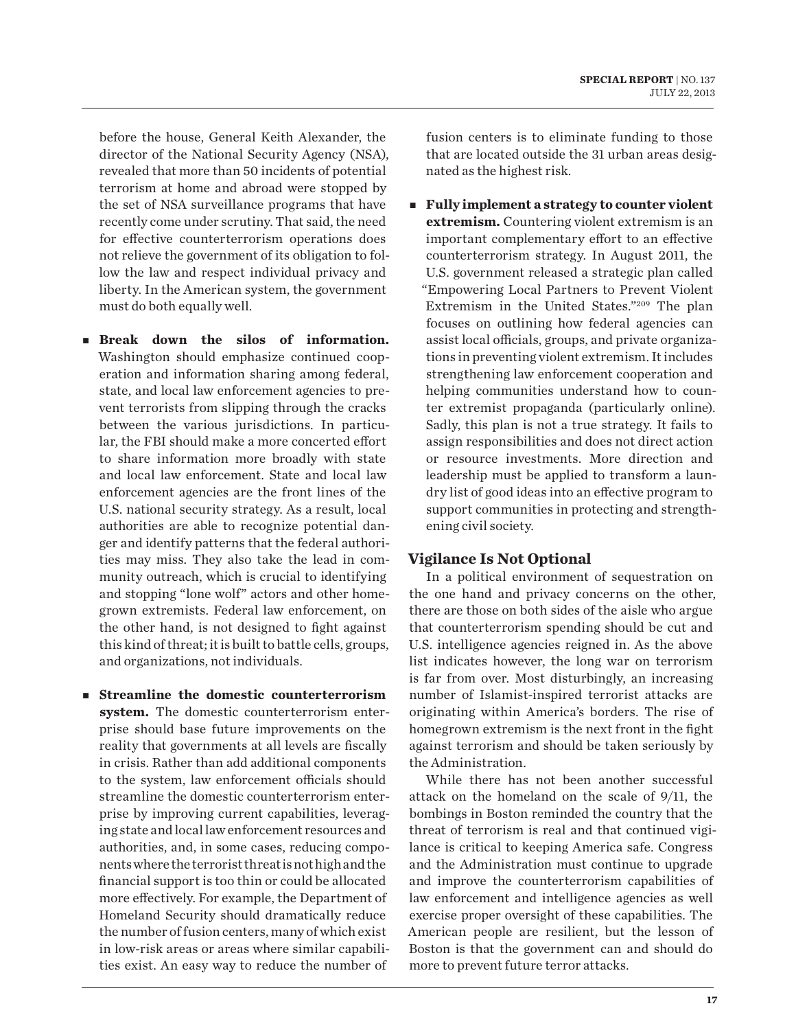before the house, General Keith Alexander, the director of the National Security Agency (NSA), revealed that more than 50 incidents of potential terrorism at home and abroad were stopped by the set of NSA surveillance programs that have recently come under scrutiny. That said, the need for effective counterterrorism operations does not relieve the government of its obligation to follow the law and respect individual privacy and liberty. In the American system, the government must do both equally well.

- **Break down the silos of information.** Washington should emphasize continued cooperation and information sharing among federal, state, and local law enforcement agencies to prevent terrorists from slipping through the cracks between the various jurisdictions. In particular, the FBI should make a more concerted effort to share information more broadly with state and local law enforcement. State and local law enforcement agencies are the front lines of the U.S. national security strategy. As a result, local authorities are able to recognize potential danger and identify patterns that the federal authorities may miss. They also take the lead in community outreach, which is crucial to identifying and stopping "lone wolf" actors and other homegrown extremists. Federal law enforcement, on the other hand, is not designed to fight against this kind of threat; it is built to battle cells, groups, and organizations, not individuals.

- **Streamline the domestic counterterrorism system.** The domestic counterterrorism enterprise should base future improvements on the reality that governments at all levels are fiscally in crisis. Rather than add additional components to the system, law enforcement officials should streamline the domestic counterterrorism enterprise by improving current capabilities, leveraging state and local law enforcement resources and authorities, and, in some cases, reducing components where the terrorist threat is not high and the financial support is too thin or could be allocated more effectively. For example, the Department of Homeland Security should dramatically reduce the number of fusion centers, many of which exist in low-risk areas or areas where similar capabilities exist. An easy way to reduce the number of fusion centers is to eliminate funding to those that are located outside the 31 urban areas designated as the highest risk.

- **Fully implement a strategy to counter violent extremism.** Countering violent extremism is an important complementary effort to an effective counterterrorism strategy. In August 2011, the U.S. government released a strategic plan called "Empowering Local Partners to Prevent Violent Extremism in the United States."[209] The plan focuses on outlining how federal agencies can assist local officials, groups, and private organizations in preventing violent extremism. It includes strengthening law enforcement cooperation and helping communities understand how to counter extremist propaganda (particularly online). Sadly, this plan is not a true strategy. It fails to assign responsibilities and does not direct action or resource investments. More direction and leadership must be applied to transform a laundry list of good ideas into an effective program to support communities in protecting and strengthening civil society.

## Vigilance Is Not Optional

In a political environment of sequestration on the one hand and privacy concerns on the other, there are those on both sides of the aisle who argue that counterterrorism spending should be cut and U.S. intelligence agencies reigned in. As the above list indicates however, the long war on terrorism is far from over. Most disturbingly, an increasing number of Islamist-inspired terrorist attacks are originating within America's borders. The rise of homegrown extremism is the next front in the fight against terrorism and should be taken seriously by the Administration.

While there has not been another successful attack on the homeland on the scale of 9/11, the bombings in Boston reminded the country that the threat of terrorism is real and that continued vigilance is critical to keeping America safe. Congress and the Administration must continue to upgrade and improve the counterterrorism capabilities of law enforcement and intelligence agencies as well exercise proper oversight of these capabilities. The American people are resilient, but the lesson of Boston is that the government can and should do more to prevent future terror attacks.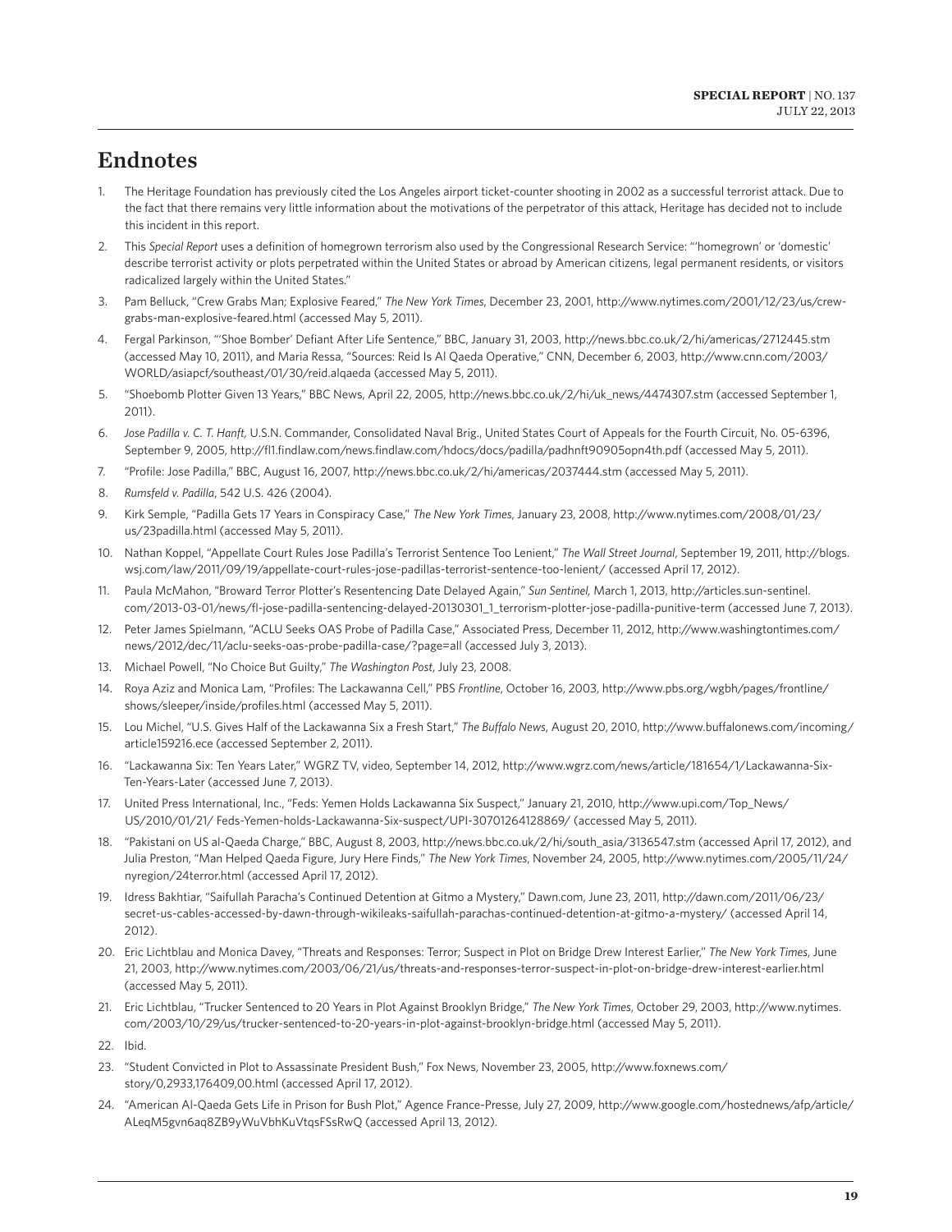## Endnotes

1. The Heritage Foundation has previously cited the Los Angeles airport ticket-counter shooting in 2002 as a successful terrorist attack. Due to the fact that there remains very little information about the motivations of the perpetrator of this attack, Heritage has decided not to include this incident in this report.
2. This *Special Report* uses a definition of homegrown terrorism also used by the Congressional Research Service: "'homegrown' or 'domestic' describe terrorist activity or plots perpetrated within the United States or abroad by American citizens, legal permanent residents, or visitors radicalized largely within the United States."
3. Pam Belluck, "Crew Grabs Man; Explosive Feared," *The New York Times*, December 23, 2001, http://www.nytimes.com/2001/12/23/us/crew-grabs-man-explosive-feared.html (accessed May 5, 2011).
4. Fergal Parkinson, "'Shoe Bomber' Defiant After Life Sentence," BBC, January 31, 2003, http://news.bbc.co.uk/2/hi/americas/2712445.stm (accessed May 10, 2011), and Maria Ressa, "Sources: Reid Is Al Qaeda Operative," CNN, December 6, 2003, http://www.cnn.com/2003/WORLD/asiapcf/southeast/01/30/reid.alqaeda (accessed May 5, 2011).
5. "Shoebomb Plotter Given 13 Years," BBC News, April 22, 2005, http://news.bbc.co.uk/2/hi/uk_news/4474307.stm (accessed September 1, 2011).
6. *Jose Padilla v. C. T. Hanft,* U.S.N. Commander, Consolidated Naval Brig., United States Court of Appeals for the Fourth Circuit, No. 05-6396, September 9, 2005, http://fl1.findlaw.com/news.findlaw.com/hdocs/docs/padilla/padhnft90905opn4th.pdf (accessed May 5, 2011).
7. "Profile: Jose Padilla," BBC, August 16, 2007, http://news.bbc.co.uk/2/hi/americas/2037444.stm (accessed May 5, 2011).
8. *Rumsfeld v. Padilla*, 542 U.S. 426 (2004).
9. Kirk Semple, "Padilla Gets 17 Years in Conspiracy Case," *The New York Times*, January 23, 2008, http://www.nytimes.com/2008/01/23/us/23padilla.html (accessed May 5, 2011).
10. Nathan Koppel, "Appellate Court Rules Jose Padilla's Terrorist Sentence Too Lenient," *The Wall Street Journal*, September 19, 2011, http://blogs.wsj.com/law/2011/09/19/appellate-court-rules-jose-padillas-terrorist-sentence-too-lenient/ (accessed April 17, 2012).
11. Paula McMahon, "Broward Terror Plotter's Resentencing Date Delayed Again," *Sun Sentinel,* March 1, 2013, http://articles.sun-sentinel.com/2013-03-01/news/fl-jose-padilla-sentencing-delayed-20130301_1_terrorism-plotter-jose-padilla-punitive-term (accessed June 7, 2013).
12. Peter James Spielmann, "ACLU Seeks OAS Probe of Padilla Case," Associated Press, December 11, 2012, http://www.washingtontimes.com/news/2012/dec/11/aclu-seeks-oas-probe-padilla-case/?page=all (accessed July 3, 2013).
13. Michael Powell, "No Choice But Guilty," *The Washington Post*, July 23, 2008.
14. Roya Aziz and Monica Lam, "Profiles: The Lackawanna Cell," PBS *Frontline*, October 16, 2003, http://www.pbs.org/wgbh/pages/frontline/shows/sleeper/inside/profiles.html (accessed May 5, 2011).
15. Lou Michel, "U.S. Gives Half of the Lackawanna Six a Fresh Start," *The Buffalo News*, August 20, 2010, http://www.buffalonews.com/incoming/article159216.ece (accessed September 2, 2011).
16. "Lackawanna Six: Ten Years Later," WGRZ TV, video, September 14, 2012, http://www.wgrz.com/news/article/181654/1/Lackawanna-Six-Ten-Years-Later (accessed June 7, 2013).
17. United Press International, Inc., "Feds: Yemen Holds Lackawanna Six Suspect," January 21, 2010, http://www.upi.com/Top_News/US/2010/01/21/ Feds-Yemen-holds-Lackawanna-Six-suspect/UPI-30701264128869/ (accessed May 5, 2011).
18. "Pakistani on US al-Qaeda Charge," BBC, August 8, 2003, http://news.bbc.co.uk/2/hi/south_asia/3136547.stm (accessed April 17, 2012), and Julia Preston, "Man Helped Qaeda Figure, Jury Here Finds," *The New York Times*, November 24, 2005, http://www.nytimes.com/2005/11/24/nyregion/24terror.html (accessed April 17, 2012).
19. Idress Bakhtiar, "Saifullah Paracha's Continued Detention at Gitmo a Mystery," Dawn.com, June 23, 2011, http://dawn.com/2011/06/23/secret-us-cables-accessed-by-dawn-through-wikileaks-saifullah-parachas-continued-detention-at-gitmo-a-mystery/ (accessed April 14, 2012).
20. Eric Lichtblau and Monica Davey, "Threats and Responses: Terror; Suspect in Plot on Bridge Drew Interest Earlier," *The New York Times*, June 21, 2003, http://www.nytimes.com/2003/06/21/us/threats-and-responses-terror-suspect-in-plot-on-bridge-drew-interest-earlier.html (accessed May 5, 2011).
21. Eric Lichtblau, "Trucker Sentenced to 20 Years in Plot Against Brooklyn Bridge," *The New York Times*, October 29, 2003, http://www.nytimes.com/2003/10/29/us/trucker-sentenced-to-20-years-in-plot-against-brooklyn-bridge.html (accessed May 5, 2011).
22. Ibid.
23. "Student Convicted in Plot to Assassinate President Bush," Fox News, November 23, 2005, http://www.foxnews.com/story/0,2933,176409,00.html (accessed April 17, 2012).
24. "American Al-Qaeda Gets Life in Prison for Bush Plot," Agence France-Presse, July 27, 2009, http://www.google.com/hostednews/afp/article/ALeqM5gvn6aq8ZB9yWuVbhKuVtqsFSsRwQ (accessed April 13, 2012).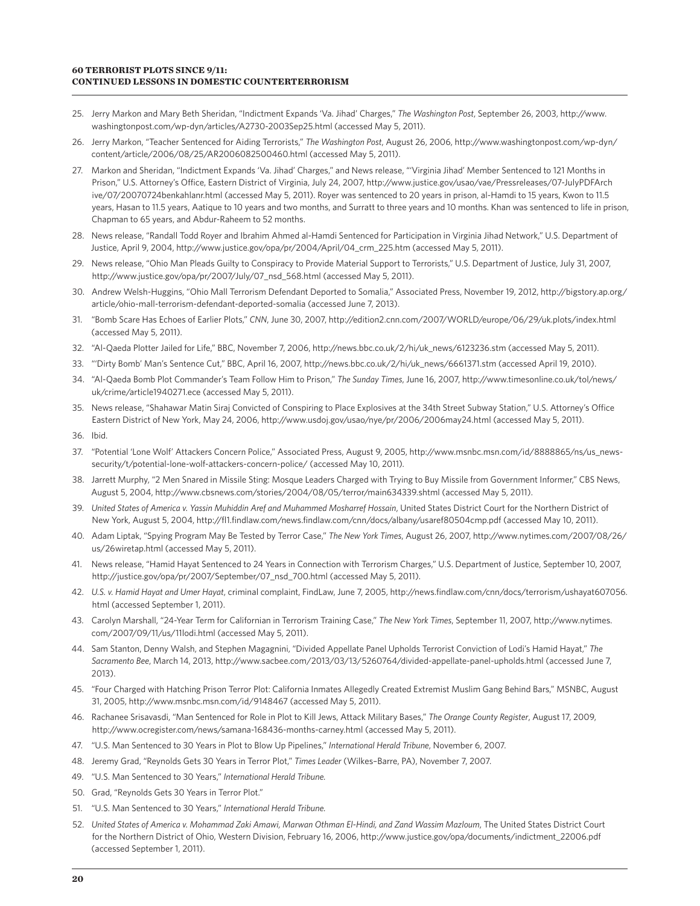25. Jerry Markon and Mary Beth Sheridan, "Indictment Expands 'Va. Jihad' Charges," *The Washington Post*, September 26, 2003, http://www.washingtonpost.com/wp-dyn/articles/A2730-2003Sep25.html (accessed May 5, 2011).
26. Jerry Markon, "Teacher Sentenced for Aiding Terrorists," *The Washington Post*, August 26, 2006, http://www.washingtonpost.com/wp-dyn/content/article/2006/08/25/AR2006082500460.html (accessed May 5, 2011).
27. Markon and Sheridan, "Indictment Expands 'Va. Jihad' Charges," and News release, "'Virginia Jihad' Member Sentenced to 121 Months in Prison," U.S. Attorney's Office, Eastern District of Virginia, July 24, 2007, http://www.justice.gov/usao/vae/Pressreleases/07-JulyPDFArchive/07/20070724benkahlanr.html (accessed May 5, 2011). Royer was sentenced to 20 years in prison, al-Hamdi to 15 years, Kwon to 11.5 years, Hasan to 11.5 years, Aatique to 10 years and two months, and Surratt to three years and 10 months. Khan was sentenced to life in prison, Chapman to 65 years, and Abdur-Raheem to 52 months.
28. News release, "Randall Todd Royer and Ibrahim Ahmed al-Hamdi Sentenced for Participation in Virginia Jihad Network," U.S. Department of Justice, April 9, 2004, http://www.justice.gov/opa/pr/2004/April/04_crm_225.htm (accessed May 5, 2011).
29. News release, "Ohio Man Pleads Guilty to Conspiracy to Provide Material Support to Terrorists," U.S. Department of Justice, July 31, 2007, http://www.justice.gov/opa/pr/2007/July/07_nsd_568.html (accessed May 5, 2011).
30. Andrew Welsh-Huggins, "Ohio Mall Terrorism Defendant Deported to Somalia," Associated Press, November 19, 2012, http://bigstory.ap.org/article/ohio-mall-terrorism-defendant-deported-somalia (accessed June 7, 2013).
31. "Bomb Scare Has Echoes of Earlier Plots," *CNN*, June 30, 2007, http://edition2.cnn.com/2007/WORLD/europe/06/29/uk.plots/index.html (accessed May 5, 2011).
32. "Al-Qaeda Plotter Jailed for Life," BBC, November 7, 2006, http://news.bbc.co.uk/2/hi/uk_news/6123236.stm (accessed May 5, 2011).
33. "'Dirty Bomb' Man's Sentence Cut," BBC, April 16, 2007, http://news.bbc.co.uk/2/hi/uk_news/6661371.stm (accessed April 19, 2010).
34. "Al-Qaeda Bomb Plot Commander's Team Follow Him to Prison," *The Sunday Times*, June 16, 2007, http://www.timesonline.co.uk/tol/news/uk/crime/article1940271.ece (accessed May 5, 2011).
35. News release, "Shahawar Matin Siraj Convicted of Conspiring to Place Explosives at the 34th Street Subway Station," U.S. Attorney's Office Eastern District of New York, May 24, 2006, http://www.usdoj.gov/usao/nye/pr/2006/2006may24.html (accessed May 5, 2011).
36. Ibid.
37. "Potential 'Lone Wolf' Attackers Concern Police," Associated Press, August 9, 2005, http://www.msnbc.msn.com/id/8888865/ns/us_news-security/t/potential-lone-wolf-attackers-concern-police/ (accessed May 10, 2011).
38. Jarrett Murphy, "2 Men Snared in Missile Sting: Mosque Leaders Charged with Trying to Buy Missile from Government Informer," CBS News, August 5, 2004, http://www.cbsnews.com/stories/2004/08/05/terror/main634339.shtml (accessed May 5, 2011).
39. *United States of America v. Yassin Muhiddin Aref and Muhammed Mosharref Hossain*, United States District Court for the Northern District of New York, August 5, 2004, http://fl1.findlaw.com/news.findlaw.com/cnn/docs/albany/usaref80504cmp.pdf (accessed May 10, 2011).
40. Adam Liptak, "Spying Program May Be Tested by Terror Case," *The New York Times*, August 26, 2007, http://www.nytimes.com/2007/08/26/us/26wiretap.html (accessed May 5, 2011).
41. News release, "Hamid Hayat Sentenced to 24 Years in Connection with Terrorism Charges," U.S. Department of Justice, September 10, 2007, http://justice.gov/opa/pr/2007/September/07_nsd_700.html (accessed May 5, 2011).
42. *U.S. v. Hamid Hayat and Umer Hayat*, criminal complaint, FindLaw, June 7, 2005, http://news.findlaw.com/cnn/docs/terrorism/ushayat607056.html (accessed September 1, 2011).
43. Carolyn Marshall, "24-Year Term for Californian in Terrorism Training Case," *The New York Times*, September 11, 2007, http://www.nytimes.com/2007/09/11/us/11lodi.html (accessed May 5, 2011).
44. Sam Stanton, Denny Walsh, and Stephen Magagnini, "Divided Appellate Panel Upholds Terrorist Conviction of Lodi's Hamid Hayat," *The Sacramento Bee*, March 14, 2013, http://www.sacbee.com/2013/03/13/5260764/divided-appellate-panel-upholds.html (accessed June 7, 2013).
45. "Four Charged with Hatching Prison Terror Plot: California Inmates Allegedly Created Extremist Muslim Gang Behind Bars," MSNBC, August 31, 2005, http://www.msnbc.msn.com/id/9148467 (accessed May 5, 2011).
46. Rachanee Srisavasdi, "Man Sentenced for Role in Plot to Kill Jews, Attack Military Bases," *The Orange County Register*, August 17, 2009, http://www.ocregister.com/news/samana-168436-months-carney.html (accessed May 5, 2011).
47. "U.S. Man Sentenced to 30 Years in Plot to Blow Up Pipelines," *International Herald Tribune*, November 6, 2007.
48. Jeremy Grad, "Reynolds Gets 30 Years in Terror Plot," *Times Leader* (Wilkes–Barre, PA), November 7, 2007.
49. "U.S. Man Sentenced to 30 Years," *International Herald Tribune*.
50. Grad, "Reynolds Gets 30 Years in Terror Plot."
51. "U.S. Man Sentenced to 30 Years," *International Herald Tribune*.
52. *United States of America v. Mohammad Zaki Amawi, Marwan Othman El-Hindi, and Zand Wassim Mazloum*, The United States District Court for the Northern District of Ohio, Western Division, February 16, 2006, http://www.justice.gov/opa/documents/indictment_22006.pdf (accessed September 1, 2011).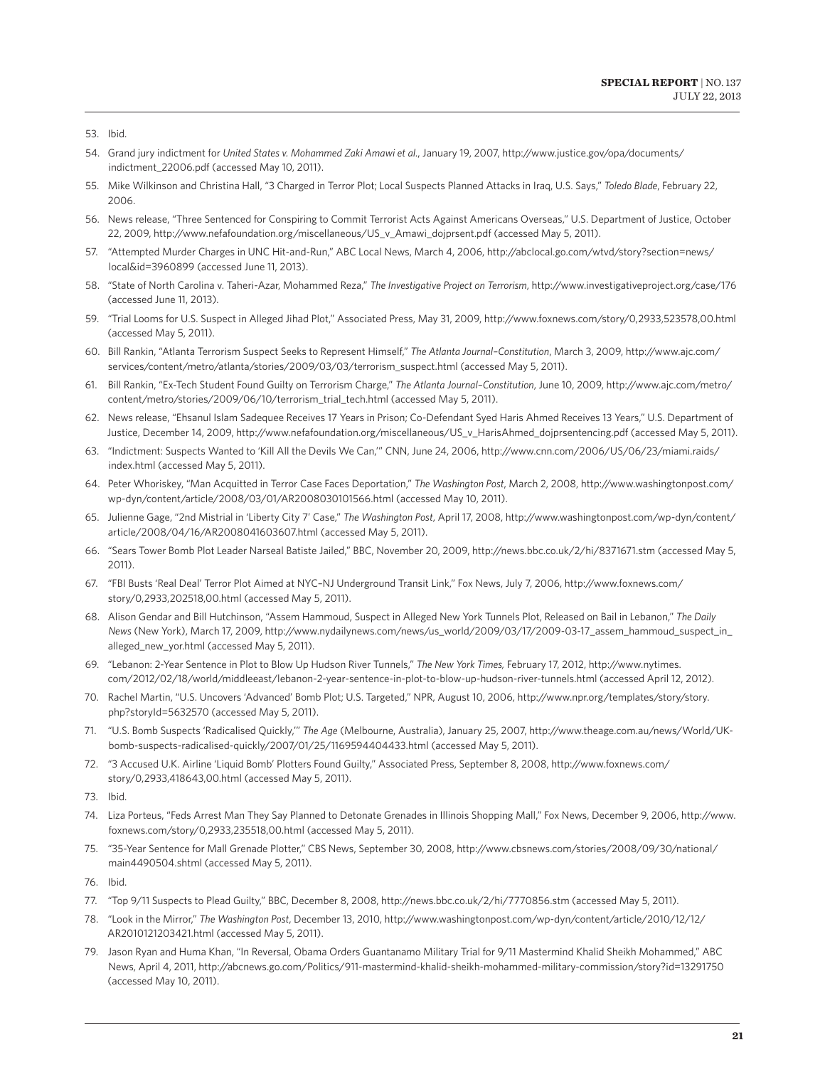53. Ibid.

54. Grand jury indictment for *United States v. Mohammed Zaki Amawi et al.*, January 19, 2007, http://www.justice.gov/opa/documents/indictment_22006.pdf (accessed May 10, 2011).

55. Mike Wilkinson and Christina Hall, "3 Charged in Terror Plot; Local Suspects Planned Attacks in Iraq, U.S. Says," *Toledo Blade*, February 22, 2006.

56. News release, "Three Sentenced for Conspiring to Commit Terrorist Acts Against Americans Overseas," U.S. Department of Justice, October 22, 2009, http://www.nefafoundation.org/miscellaneous/US_v_Amawi_dojprsent.pdf (accessed May 5, 2011).

57. "Attempted Murder Charges in UNC Hit-and-Run," ABC Local News, March 4, 2006, http://abclocal.go.com/wtvd/story?section=news/local&id=3960899 (accessed June 11, 2013).

58. "State of North Carolina v. Taheri-Azar, Mohammed Reza," *The Investigative Project on Terrorism*, http://www.investigativeproject.org/case/176 (accessed June 11, 2013).

59. "Trial Looms for U.S. Suspect in Alleged Jihad Plot," Associated Press, May 31, 2009, http://www.foxnews.com/story/0,2933,523578,00.html (accessed May 5, 2011).

60. Bill Rankin, "Atlanta Terrorism Suspect Seeks to Represent Himself," *The Atlanta Journal–Constitution*, March 3, 2009, http://www.ajc.com/services/content/metro/atlanta/stories/2009/03/03/terrorism_suspect.html (accessed May 5, 2011).

61. Bill Rankin, "Ex-Tech Student Found Guilty on Terrorism Charge," *The Atlanta Journal–Constitution*, June 10, 2009, http://www.ajc.com/metro/content/metro/stories/2009/06/10/terrorism_trial_tech.html (accessed May 5, 2011).

62. News release, "Ehsanul Islam Sadequee Receives 17 Years in Prison; Co-Defendant Syed Haris Ahmed Receives 13 Years," U.S. Department of Justice, December 14, 2009, http://www.nefafoundation.org/miscellaneous/US_v_HarisAhmed_dojprsentencing.pdf (accessed May 5, 2011).

63. "Indictment: Suspects Wanted to 'Kill All the Devils We Can,'" CNN, June 24, 2006, http://www.cnn.com/2006/US/06/23/miami.raids/index.html (accessed May 5, 2011).

64. Peter Whoriskey, "Man Acquitted in Terror Case Faces Deportation," *The Washington Post*, March 2, 2008, http://www.washingtonpost.com/wp-dyn/content/article/2008/03/01/AR2008030101566.html (accessed May 10, 2011).

65. Julienne Gage, "2nd Mistrial in 'Liberty City 7' Case," *The Washington Post*, April 17, 2008, http://www.washingtonpost.com/wp-dyn/content/article/2008/04/16/AR2008041603607.html (accessed May 5, 2011).

66. "Sears Tower Bomb Plot Leader Narseal Batiste Jailed," BBC, November 20, 2009, http://news.bbc.co.uk/2/hi/8371671.stm (accessed May 5, 2011).

67. "FBI Busts 'Real Deal' Terror Plot Aimed at NYC–NJ Underground Transit Link," Fox News, July 7, 2006, http://www.foxnews.com/story/0,2933,202518,00.html (accessed May 5, 2011).

68. Alison Gendar and Bill Hutchinson, "Assem Hammoud, Suspect in Alleged New York Tunnels Plot, Released on Bail in Lebanon," *The Daily News* (New York), March 17, 2009, http://www.nydailynews.com/news/us_world/2009/03/17/2009-03-17_assem_hammoud_suspect_in_alleged_new_yor.html (accessed May 5, 2011).

69. "Lebanon: 2-Year Sentence in Plot to Blow Up Hudson River Tunnels," *The New York Times,* February 17, 2012, http://www.nytimes.com/2012/02/18/world/middleeast/lebanon-2-year-sentence-in-plot-to-blow-up-hudson-river-tunnels.html (accessed April 12, 2012).

70. Rachel Martin, "U.S. Uncovers 'Advanced' Bomb Plot; U.S. Targeted," NPR, August 10, 2006, http://www.npr.org/templates/story/story.php?storyId=5632570 (accessed May 5, 2011).

71. "U.S. Bomb Suspects 'Radicalised Quickly,'" *The Age* (Melbourne, Australia), January 25, 2007, http://www.theage.com.au/news/World/UK-bomb-suspects-radicalised-quickly/2007/01/25/1169594404433.html (accessed May 5, 2011).

72. "3 Accused U.K. Airline 'Liquid Bomb' Plotters Found Guilty," Associated Press, September 8, 2008, http://www.foxnews.com/story/0,2933,418643,00.html (accessed May 5, 2011).

73. Ibid.

74. Liza Porteus, "Feds Arrest Man They Say Planned to Detonate Grenades in Illinois Shopping Mall," Fox News, December 9, 2006, http://www.foxnews.com/story/0,2933,235518,00.html (accessed May 5, 2011).

75. "35-Year Sentence for Mall Grenade Plotter," CBS News, September 30, 2008, http://www.cbsnews.com/stories/2008/09/30/national/main4490504.shtml (accessed May 5, 2011).

76. Ibid.

77. "Top 9/11 Suspects to Plead Guilty," BBC, December 8, 2008, http://news.bbc.co.uk/2/hi/7770856.stm (accessed May 5, 2011).

78. "Look in the Mirror," *The Washington Post*, December 13, 2010, http://www.washingtonpost.com/wp-dyn/content/article/2010/12/12/AR2010121203421.html (accessed May 5, 2011).

79. Jason Ryan and Huma Khan, "In Reversal, Obama Orders Guantanamo Military Trial for 9/11 Mastermind Khalid Sheikh Mohammed," ABC News, April 4, 2011, http://abcnews.go.com/Politics/911-mastermind-khalid-sheikh-mohammed-military-commission/story?id=13291750 (accessed May 10, 2011).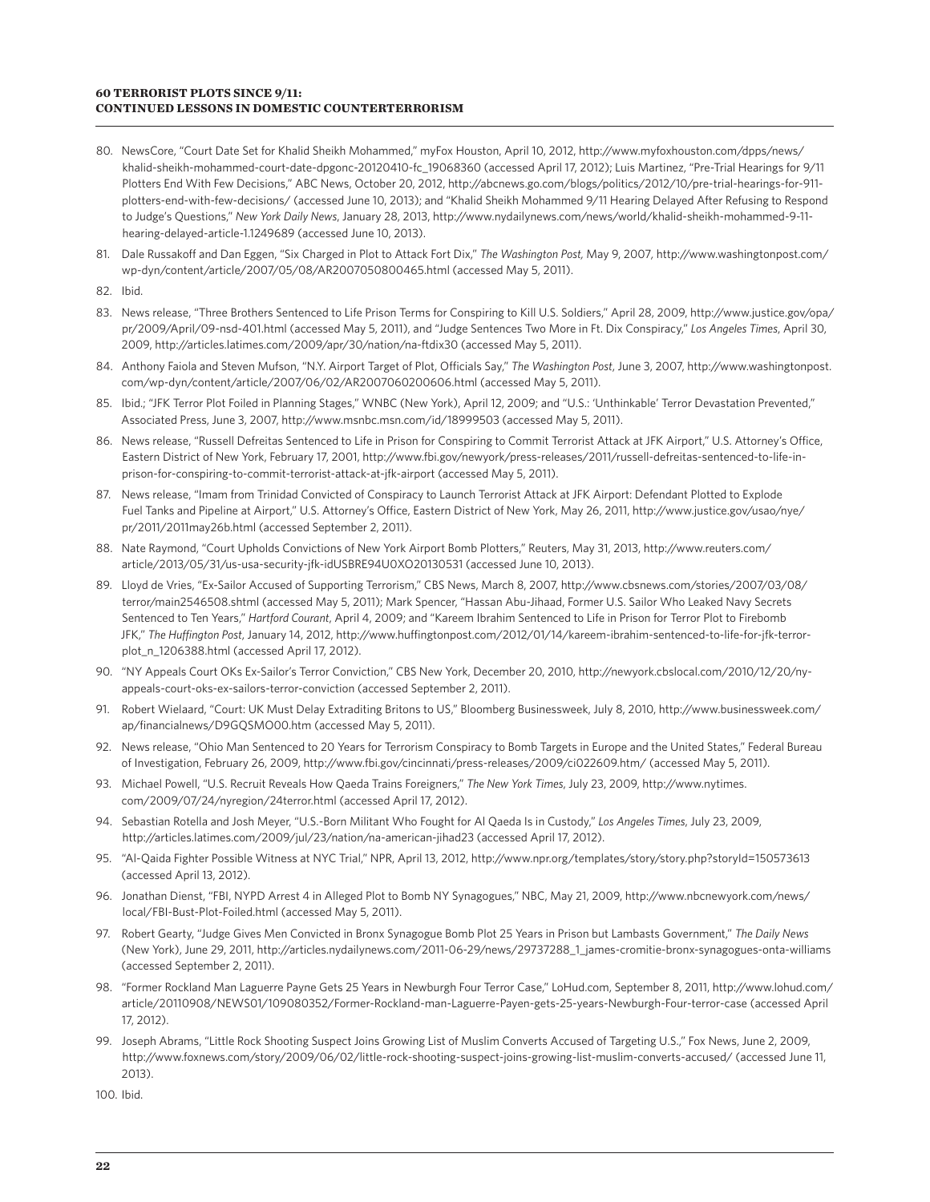80. NewsCore, "Court Date Set for Khalid Sheikh Mohammed," myFox Houston, April 10, 2012, http://www.myfoxhouston.com/dpps/news/khalid-sheikh-mohammed-court-date-dpgonc-20120410-fc_19068360 (accessed April 17, 2012); Luis Martinez, "Pre-Trial Hearings for 9/11 Plotters End With Few Decisions," ABC News, October 20, 2012, http://abcnews.go.com/blogs/politics/2012/10/pre-trial-hearings-for-911-plotters-end-with-few-decisions/ (accessed June 10, 2013); and "Khalid Sheikh Mohammed 9/11 Hearing Delayed After Refusing to Respond to Judge's Questions," *New York Daily News*, January 28, 2013, http://www.nydailynews.com/news/world/khalid-sheikh-mohammed-9-11-hearing-delayed-article-1.1249689 (accessed June 10, 2013).

81. Dale Russakoff and Dan Eggen, "Six Charged in Plot to Attack Fort Dix," *The Washington Post*, May 9, 2007, http://www.washingtonpost.com/wp-dyn/content/article/2007/05/08/AR2007050800465.html (accessed May 5, 2011).

82. Ibid.

83. News release, "Three Brothers Sentenced to Life Prison Terms for Conspiring to Kill U.S. Soldiers," April 28, 2009, http://www.justice.gov/opa/pr/2009/April/09-nsd-401.html (accessed May 5, 2011), and "Judge Sentences Two More in Ft. Dix Conspiracy," *Los Angeles Times*, April 30, 2009, http://articles.latimes.com/2009/apr/30/nation/na-ftdix30 (accessed May 5, 2011).

84. Anthony Faiola and Steven Mufson, "N.Y. Airport Target of Plot, Officials Say," *The Washington Post*, June 3, 2007, http://www.washingtonpost.com/wp-dyn/content/article/2007/06/02/AR2007060200606.html (accessed May 5, 2011).

85. Ibid.; "JFK Terror Plot Foiled in Planning Stages," WNBC (New York), April 12, 2009; and "U.S.: 'Unthinkable' Terror Devastation Prevented," Associated Press, June 3, 2007, http://www.msnbc.msn.com/id/18999503 (accessed May 5, 2011).

86. News release, "Russell Defreitas Sentenced to Life in Prison for Conspiring to Commit Terrorist Attack at JFK Airport," U.S. Attorney's Office, Eastern District of New York, February 17, 2001, http://www.fbi.gov/newyork/press-releases/2011/russell-defreitas-sentenced-to-life-in-prison-for-conspiring-to-commit-terrorist-attack-at-jfk-airport (accessed May 5, 2011).

87. News release, "Imam from Trinidad Convicted of Conspiracy to Launch Terrorist Attack at JFK Airport: Defendant Plotted to Explode Fuel Tanks and Pipeline at Airport," U.S. Attorney's Office, Eastern District of New York, May 26, 2011, http://www.justice.gov/usao/nye/pr/2011/2011may26b.html (accessed September 2, 2011).

88. Nate Raymond, "Court Upholds Convictions of New York Airport Bomb Plotters," Reuters, May 31, 2013, http://www.reuters.com/article/2013/05/31/us-usa-security-jfk-idUSBRE94U0XO20130531 (accessed June 10, 2013).

89. Lloyd de Vries, "Ex-Sailor Accused of Supporting Terrorism," CBS News, March 8, 2007, http://www.cbsnews.com/stories/2007/03/08/terror/main2546508.shtml (accessed May 5, 2011); Mark Spencer, "Hassan Abu-Jihaad, Former U.S. Sailor Who Leaked Navy Secrets Sentenced to Ten Years," *Hartford Courant*, April 4, 2009; and "Kareem Ibrahim Sentenced to Life in Prison for Terror Plot to Firebomb JFK," *The Huffington Post*, January 14, 2012, http://www.huffingtonpost.com/2012/01/14/kareem-ibrahim-sentenced-to-life-for-jfk-terror-plot_n_1206388.html (accessed April 17, 2012).

90. "NY Appeals Court OKs Ex-Sailor's Terror Conviction," CBS New York, December 20, 2010, http://newyork.cbslocal.com/2010/12/20/ny-appeals-court-oks-ex-sailors-terror-conviction (accessed September 2, 2011).

91. Robert Wielaard, "Court: UK Must Delay Extraditing Britons to US," Bloomberg Businessweek, July 8, 2010, http://www.businessweek.com/ap/financialnews/D9GQSMO00.htm (accessed May 5, 2011).

92. News release, "Ohio Man Sentenced to 20 Years for Terrorism Conspiracy to Bomb Targets in Europe and the United States," Federal Bureau of Investigation, February 26, 2009, http://www.fbi.gov/cincinnati/press-releases/2009/ci022609.htm/ (accessed May 5, 2011).

93. Michael Powell, "U.S. Recruit Reveals How Qaeda Trains Foreigners," *The New York Times*, July 23, 2009, http://www.nytimes.com/2009/07/24/nyregion/24terror.html (accessed April 17, 2012).

94. Sebastian Rotella and Josh Meyer, "U.S.-Born Militant Who Fought for Al Qaeda Is in Custody," *Los Angeles Times*, July 23, 2009, http://articles.latimes.com/2009/jul/23/nation/na-american-jihad23 (accessed April 17, 2012).

95. "Al-Qaida Fighter Possible Witness at NYC Trial," NPR, April 13, 2012, http://www.npr.org/templates/story/story.php?storyId=150573613 (accessed April 13, 2012).

96. Jonathan Dienst, "FBI, NYPD Arrest 4 in Alleged Plot to Bomb NY Synagogues," NBC, May 21, 2009, http://www.nbcnewyork.com/news/local/FBI-Bust-Plot-Foiled.html (accessed May 5, 2011).

97. Robert Gearty, "Judge Gives Men Convicted in Bronx Synagogue Bomb Plot 25 Years in Prison but Lambasts Government," *The Daily News* (New York), June 29, 2011, http://articles.nydailynews.com/2011-06-29/news/29737288_1_james-cromitie-bronx-synagogues-onta-williams (accessed September 2, 2011).

98. "Former Rockland Man Laguerre Payne Gets 25 Years in Newburgh Four Terror Case," LoHud.com, September 8, 2011, http://www.lohud.com/article/20110908/NEWS01/109080352/Former-Rockland-man-Laguerre-Payen-gets-25-years-Newburgh-Four-terror-case (accessed April 17, 2012).

99. Joseph Abrams, "Little Rock Shooting Suspect Joins Growing List of Muslim Converts Accused of Targeting U.S.," Fox News, June 2, 2009, http://www.foxnews.com/story/2009/06/02/little-rock-shooting-suspect-joins-growing-list-muslim-converts-accused/ (accessed June 11, 2013).

100. Ibid.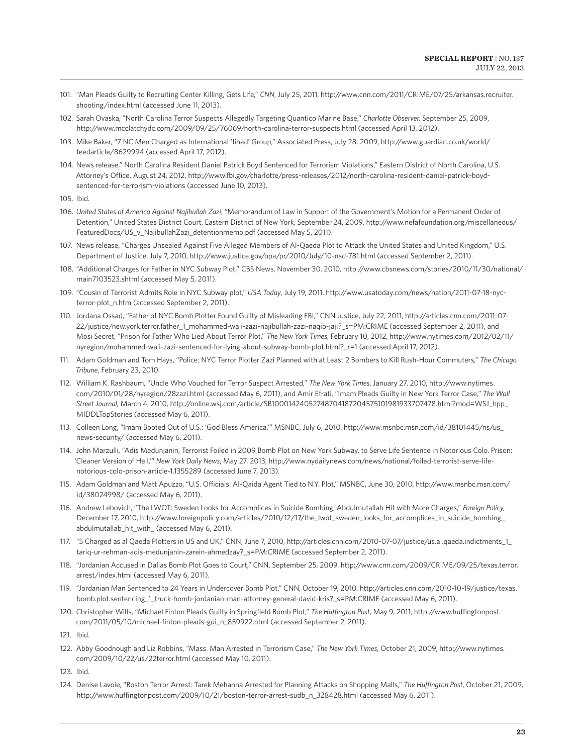101. "Man Pleads Guilty to Recruiting Center Killing, Gets Life," *CNN*, July 25, 2011, http://www.cnn.com/2011/CRIME/07/25/arkansas.recruiter.shooting/index.html (accessed June 11, 2013).

102. Sarah Ovaska, "North Carolina Terror Suspects Allegedly Targeting Quantico Marine Base," *Charlotte Observer*, September 25, 2009, http://www.mcclatchydc.com/2009/09/25/76069/north-carolina-terror-suspects.html (accessed April 13, 2012).

103. Mike Baker, "7 NC Men Charged as International 'Jihad' Group," Associated Press, July 28, 2009, http://www.guardian.co.uk/world/feedarticle/8629994 (accessed April 17, 2012).

104. News release," North Carolina Resident Daniel Patrick Boyd Sentenced for Terrorism Violations," Eastern District of North Carolina, U.S. Attorney's Office, August 24, 2012, http://www.fbi.gov/charlotte/press-releases/2012/north-carolina-resident-daniel-patrick-boyd-sentenced-for-terrorism-violations (accessed June 10, 2013).

105. Ibid.

106. *United States of America Against Najibullah Zazi*, "Memorandum of Law in Support of the Government's Motion for a Permanent Order of Detention," United States District Court, Eastern District of New York, September 24, 2009, http://www.nefafoundation.org/miscellaneous/FeaturedDocs/US_v_NajibullahZazi_detentionmemo.pdf (accessed May 5, 2011).

107. News release, "Charges Unsealed Against Five Alleged Members of Al-Qaeda Plot to Attack the United States and United Kingdom," U.S. Department of Justice, July 7, 2010, http://www.justice.gov/opa/pr/2010/July/10-nsd-781.html (accessed September 2, 2011).

108. "Additional Charges for Father in NYC Subway Plot," CBS News, November 30, 2010, http://www.cbsnews.com/stories/2010/11/30/national/main7103523.shtml (accessed May 5, 2011).

109. "Cousin of Terrorist Admits Role in NYC Subway plot," *USA Today*, July 19, 2011, http://www.usatoday.com/news/nation/2011-07-18-nyc-terror-plot_n.htm (accessed September 2, 2011).

110. Jordana Ossad, "Father of NYC Bomb Plotter Found Guilty of Misleading FBI," CNN Justice, July 22, 2011, http://articles.cnn.com/2011-07-22/justice/new.york.terror.father_1_mohammed-wali-zazi-najibullah-zazi-naqib-jaji?_s=PM:CRIME (accessed September 2, 2011), and Mosi Secret, "Prison for Father Who Lied About Terror Plot," *The New York Times*, February 10, 2012, http://www.nytimes.com/2012/02/11/nyregion/mohammed-wali-zazi-sentenced-for-lying-about-subway-bomb-plot.html?_r=1 (accessed April 17, 2012).

111. Adam Goldman and Tom Hays, "Police: NYC Terror Plotter Zazi Planned with at Least 2 Bombers to Kill Rush-Hour Commuters," *The Chicago Tribune*, February 23, 2010.

112. William K. Rashbaum, "Uncle Who Vouched for Terror Suspect Arrested," *The New York Times*, January 27, 2010, http://www.nytimes.com/2010/01/28/nyregion/28zazi.html (accessed May 6, 2011), and Amir Efrati, "Imam Pleads Guilty in New York Terror Case," *The Wall Street Journal*, March 4, 2010, http://online.wsj.com/article/SB10001424052748704187204575101981933707478.html?mod=WSJ_hpp_MIDDLTopStories (accessed May 6, 2011).

113. Colleen Long, "Imam Booted Out of U.S.: 'God Bless America,'" MSNBC, July 6, 2010, http://www.msnbc.msn.com/id/38101445/ns/us_news-security/ (accessed May 6, 2011).

114. John Marzulli, "Adis Medunjanin, Terrorist Foiled in 2009 Bomb Plot on New York Subway, to Serve Life Sentence in Notorious Colo. Prison: 'Cleaner Version of Hell,'" *New York Daily News*, May 27, 2013, http://www.nydailynews.com/news/national/foiled-terrorist-serve-life-notorious-colo-prison-article-1.1355289 (accessed June 7, 2013).

115. Adam Goldman and Matt Apuzzo, "U.S. Officials: Al-Qaida Agent Tied to N.Y. Plot," MSNBC, June 30, 2010, http://www.msnbc.msn.com/id/38024998/ (accessed May 6, 2011).

116. Andrew Lebovich, "The LWOT: Sweden Looks for Accomplices in Suicide Bombing; Abdulmutallab Hit with More Charges," *Foreign Policy*, December 17, 2010, http://www.foreignpolicy.com/articles/2010/12/17/the_lwot_sweden_looks_for_accomplices_in_suicide_bombing_abdulmutallab_hit_with_ (accessed May 6, 2011).

117. "5 Charged as al Qaeda Plotters in US and UK," CNN, June 7, 2010, http://articles.cnn.com/2010-07-07/justice/us.al.qaeda.indictments_1_tariq-ur-rehman-adis-medunjanin-zarein-ahmedzay?_s=PM:CRIME (accessed September 2, 2011).

118. "Jordanian Accused in Dallas Bomb Plot Goes to Court," CNN, September 25, 2009, http://www.cnn.com/2009/CRIME/09/25/texas.terror.arrest/index.html (accessed May 6, 2011).

119. "Jordanian Man Sentenced to 24 Years in Undercover Bomb Plot," CNN, October 19, 2010, http://articles.cnn.com/2010-10-19/justice/texas.bomb.plot.sentencing_1_truck-bomb-jordanian-man-attorney-general-david-kris?_s=PM:CRIME (accessed May 6, 2011).

120. Christopher Wills, "Michael Finton Pleads Guilty in Springfield Bomb Plot," *The Huffington Post*, May 9, 2011, http://www.huffingtonpost.com/2011/05/10/michael-finton-pleads-gui_n_859922.html (accessed September 2, 2011).

121. Ibid.

122. Abby Goodnough and Liz Robbins, "Mass. Man Arrested in Terrorism Case," *The New York Times*, October 21, 2009, http://www.nytimes.com/2009/10/22/us/22terror.html (accessed May 10, 2011).

123. Ibid.

124. Denise Lavoie, "Boston Terror Arrest: Tarek Mehanna Arrested for Planning Attacks on Shopping Malls," *The Huffington Post*, October 21, 2009, http://www.huffingtonpost.com/2009/10/21/boston-terror-arrest-sudb_n_328428.html (accessed May 6, 2011).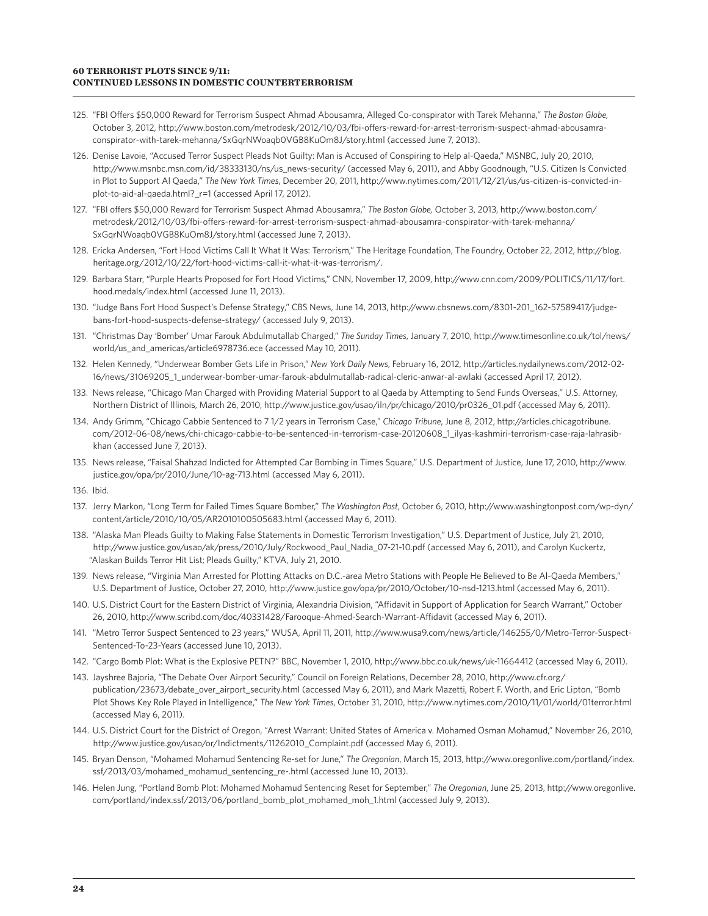125. "FBI Offers $50,000 Reward for Terrorism Suspect Ahmad Abousamra, Alleged Co-conspirator with Tarek Mehanna," *The Boston Globe*, October 3, 2012, http://www.boston.com/metrodesk/2012/10/03/fbi-offers-reward-for-arrest-terrorism-suspect-ahmad-abousamra-conspirator-with-tarek-mehanna/SxGqrNWoaqb0VGB8KuOm8J/story.html (accessed June 7, 2013).

126. Denise Lavoie, "Accused Terror Suspect Pleads Not Guilty: Man is Accused of Conspiring to Help al-Qaeda," MSNBC, July 20, 2010, http://www.msnbc.msn.com/id/38333130/ns/us_news-security/ (accessed May 6, 2011), and Abby Goodnough, "U.S. Citizen Is Convicted in Plot to Support Al Qaeda," *The New York Times*, December 20, 2011, http://www.nytimes.com/2011/12/21/us/us-citizen-is-convicted-in-plot-to-aid-al-qaeda.html?_r=1 (accessed April 17, 2012).

127. "FBI offers $50,000 Reward for Terrorism Suspect Ahmad Abousamra," *The Boston Globe,* October 3, 2013, http://www.boston.com/metrodesk/2012/10/03/fbi-offers-reward-for-arrest-terrorism-suspect-ahmad-abousamra-conspirator-with-tarek-mehanna/SxGqrNWoaqb0VGB8KuOm8J/story.html (accessed June 7, 2013).

128. Ericka Andersen, "Fort Hood Victims Call It What It Was: Terrorism," The Heritage Foundation, The Foundry, October 22, 2012, http://blog.heritage.org/2012/10/22/fort-hood-victims-call-it-what-it-was-terrorism/.

129. Barbara Starr, "Purple Hearts Proposed for Fort Hood Victims," CNN, November 17, 2009, http://www.cnn.com/2009/POLITICS/11/17/fort.hood.medals/index.html (accessed June 11, 2013).

130. "Judge Bans Fort Hood Suspect's Defense Strategy," CBS News, June 14, 2013, http://www.cbsnews.com/8301-201_162-57589417/judge-bans-fort-hood-suspects-defense-strategy/ (accessed July 9, 2013).

131. "Christmas Day 'Bomber' Umar Farouk Abdulmutallab Charged," *The Sunday Times*, January 7, 2010, http://www.timesonline.co.uk/tol/news/world/us_and_americas/article6978736.ece (accessed May 10, 2011).

132. Helen Kennedy, "Underwear Bomber Gets Life in Prison," *New York Daily News*, February 16, 2012, http://articles.nydailynews.com/2012-02-16/news/31069205_1_underwear-bomber-umar-farouk-abdulmutallab-radical-cleric-anwar-al-awlaki (accessed April 17, 2012).

133. News release, "Chicago Man Charged with Providing Material Support to al Qaeda by Attempting to Send Funds Overseas," U.S. Attorney, Northern District of Illinois, March 26, 2010, http://www.justice.gov/usao/iln/pr/chicago/2010/pr0326_01.pdf (accessed May 6, 2011).

134. Andy Grimm, "Chicago Cabbie Sentenced to 7 1/2 years in Terrorism Case," *Chicago Tribune*, June 8, 2012, http://articles.chicagotribune.com/2012-06-08/news/chi-chicago-cabbie-to-be-sentenced-in-terrorism-case-20120608_1_ilyas-kashmiri-terrorism-case-raja-lahrasib-khan (accessed June 7, 2013).

135. News release, "Faisal Shahzad Indicted for Attempted Car Bombing in Times Square," U.S. Department of Justice, June 17, 2010, http://www.justice.gov/opa/pr/2010/June/10-ag-713.html (accessed May 6, 2011).

136. Ibid.

137. Jerry Markon, "Long Term for Failed Times Square Bomber," *The Washington Post*, October 6, 2010, http://www.washingtonpost.com/wp-dyn/content/article/2010/10/05/AR2010100505683.html (accessed May 6, 2011).

138. "Alaska Man Pleads Guilty to Making False Statements in Domestic Terrorism Investigation," U.S. Department of Justice, July 21, 2010, http://www.justice.gov/usao/ak/press/2010/July/Rockwood_Paul_Nadia_07-21-10.pdf (accessed May 6, 2011), and Carolyn Kuckertz, "Alaskan Builds Terror Hit List; Pleads Guilty," KTVA, July 21, 2010.

139. News release, "Virginia Man Arrested for Plotting Attacks on D.C.-area Metro Stations with People He Believed to Be Al-Qaeda Members," U.S. Department of Justice, October 27, 2010, http://www.justice.gov/opa/pr/2010/October/10-nsd-1213.html (accessed May 6, 2011).

140. U.S. District Court for the Eastern District of Virginia, Alexandria Division, "Affidavit in Support of Application for Search Warrant," October 26, 2010, http://www.scribd.com/doc/40331428/Farooque-Ahmed-Search-Warrant-Affidavit (accessed May 6, 2011).

141. "Metro Terror Suspect Sentenced to 23 years," WUSA, April 11, 2011, http://www.wusa9.com/news/article/146255/0/Metro-Terror-Suspect-Sentenced-To-23-Years (accessed June 10, 2013).

142. "Cargo Bomb Plot: What is the Explosive PETN?" BBC, November 1, 2010, http://www.bbc.co.uk/news/uk-11664412 (accessed May 6, 2011).

143. Jayshree Bajoria, "The Debate Over Airport Security," Council on Foreign Relations, December 28, 2010, http://www.cfr.org/publication/23673/debate_over_airport_security.html (accessed May 6, 2011), and Mark Mazetti, Robert F. Worth, and Eric Lipton, "Bomb Plot Shows Key Role Played in Intelligence," *The New York Times*, October 31, 2010, http://www.nytimes.com/2010/11/01/world/01terror.html (accessed May 6, 2011).

144. U.S. District Court for the District of Oregon, "Arrest Warrant: United States of America v. Mohamed Osman Mohamud," November 26, 2010, http://www.justice.gov/usao/or/Indictments/11262010_Complaint.pdf (accessed May 6, 2011).

145. Bryan Denson, "Mohamed Mohamud Sentencing Re-set for June," *The Oregonian*, March 15, 2013, http://www.oregonlive.com/portland/index.ssf/2013/03/mohamed_mohamud_sentencing_re-.html (accessed June 10, 2013).

146. Helen Jung, "Portland Bomb Plot: Mohamed Mohamud Sentencing Reset for September," *The Oregonian*, June 25, 2013, http://www.oregonlive.com/portland/index.ssf/2013/06/portland_bomb_plot_mohamed_moh_1.html (accessed July 9, 2013).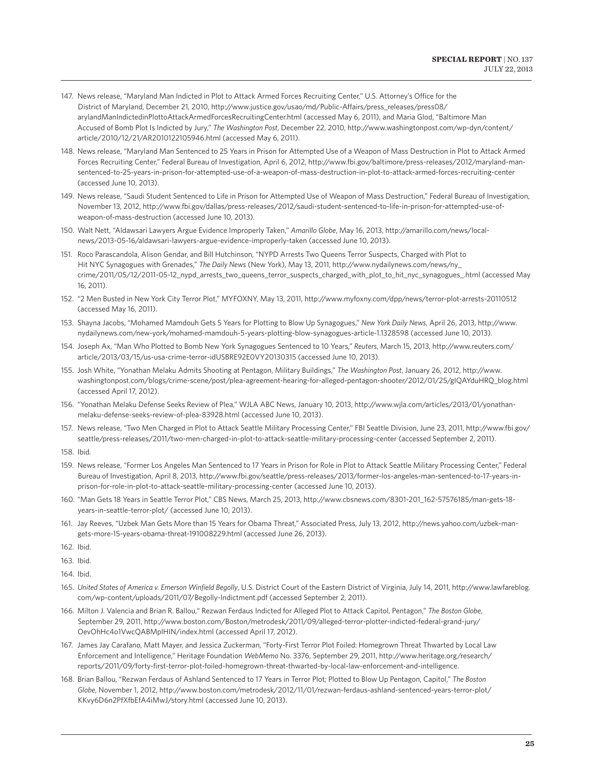147. News release, "Maryland Man Indicted in Plot to Attack Armed Forces Recruiting Center," U.S. Attorney's Office for the District of Maryland, December 21, 2010, http://www.justice.gov/usao/md/Public-Affairs/press_releases/press08/arylandManIndictedinPlottoAttackArmedForcesRecruitingCenter.html (accessed May 6, 2011), and Maria Glod, "Baltimore Man Accused of Bomb Plot Is Indicted by Jury," *The Washington Post*, December 22, 2010, http://www.washingtonpost.com/wp-dyn/content/article/2010/12/21/AR2010122105946.html (accessed May 6, 2011).

148. News release, "Maryland Man Sentenced to 25 Years in Prison for Attempted Use of a Weapon of Mass Destruction in Plot to Attack Armed Forces Recruiting Center," Federal Bureau of Investigation, April 6, 2012, http://www.fbi.gov/baltimore/press-releases/2012/maryland-man-sentenced-to-25-years-in-prison-for-attempted-use-of-a-weapon-of-mass-destruction-in-plot-to-attack-armed-forces-recruiting-center (accessed June 10, 2013).

149. News release, "Saudi Student Sentenced to Life in Prison for Attempted Use of Weapon of Mass Destruction," Federal Bureau of Investigation, November 13, 2012, http://www.fbi.gov/dallas/press-releases/2012/saudi-student-sentenced-to-life-in-prison-for-attempted-use-of-weapon-of-mass-destruction (accessed June 10, 2013).

150. Walt Nett, "Aldawsari Lawyers Argue Evidence Improperly Taken," *Amarillo Globe*, May 16, 2013, http://amarillo.com/news/local-news/2013-05-16/aldawsari-lawyers-argue-evidence-improperly-taken (accessed June 10, 2013).

151. Roco Parascandola, Alison Gendar, and Bill Hutchinson, "NYPD Arrests Two Queens Terror Suspects, Charged with Plot to Hit NYC Synagogues with Grenades," *The Daily News* (New York), May 13, 2011, http://www.nydailynews.com/news/ny_crime/2011/05/12/2011-05-12_nypd_arrests_two_queens_terror_suspects_charged_with_plot_to_hit_nyc_synagogues_.html (accessed May 16, 2011).

152. "2 Men Busted in New York City Terror Plot," MYFOXNY, May 13, 2011, http://www.myfoxny.com/dpp/news/terror-plot-arrests-20110512 (accessed May 16, 2011).

153. Shayna Jacobs, "Mohamed Mamdouh Gets 5 Years for Plotting to Blow Up Synagogues," *New York Daily News*, April 26, 2013, http://www.nydailynews.com/new-york/mohamed-mamdouh-5-years-plotting-blow-synagogues-article-1.1328598 (accessed June 10, 2013).

154. Joseph Ax, "Man Who Plotted to Bomb New York Synagogues Sentenced to 10 Years," *Reuters*, March 15, 2013, http://www.reuters.com/article/2013/03/15/us-usa-crime-terror-idUSBRE92E0VY20130315 (accessed June 10, 2013).

155. Josh White, "Yonathan Melaku Admits Shooting at Pentagon, Military Buildings," *The Washington Post*, January 26, 2012, http://www.washingtonpost.com/blogs/crime-scene/post/plea-agreement-hearing-for-alleged-pentagon-shooter/2012/01/25/gIQAYduHRQ_blog.html (accessed April 17, 2012).

156. "Yonathan Melaku Defense Seeks Review of Plea," WJLA ABC News, January 10, 2013, http://www.wjla.com/articles/2013/01/yonathan-melaku-defense-seeks-review-of-plea-83928.html (accessed June 10, 2013).

157. News release, "Two Men Charged in Plot to Attack Seattle Military Processing Center," FBI Seattle Division, June 23, 2011, http://www.fbi.gov/seattle/press-releases/2011/two-men-charged-in-plot-to-attack-seattle-military-processing-center (accessed September 2, 2011).

158. Ibid.

159. News release, "Former Los Angeles Man Sentenced to 17 Years in Prison for Role in Plot to Attack Seattle Military Processing Center," Federal Bureau of Investigation, April 8, 2013, http://www.fbi.gov/seattle/press-releases/2013/former-los-angeles-man-sentenced-to-17-years-in-prison-for-role-in-plot-to-attack-seattle-military-processing-center (accessed June 10, 2013).

160. "Man Gets 18 Years in Seattle Terror Plot," CBS News, March 25, 2013, http://www.cbsnews.com/8301-201_162-57576185/man-gets-18-years-in-seattle-terror-plot/ (accessed June 10, 2013).

161. Jay Reeves, "Uzbek Man Gets More than 15 Years for Obama Threat," Associated Press, July 13, 2012, http://news.yahoo.com/uzbek-man-gets-more-15-years-obama-threat-191008229.html (accessed June 26, 2013).

162. Ibid.

163. Ibid.

164. Ibid.

165. *United States of America v. Emerson Winfield Begolly*, U.S. District Court of the Eastern District of Virginia, July 14, 2011, http://www.lawfareblog.com/wp-content/uploads/2011/07/Begolly-Indictment.pdf (accessed September 2, 2011).

166. Milton J. Valencia and Brian R. Ballou," Rezwan Ferdaus Indicted for Alleged Plot to Attack Capitol, Pentagon," *The Boston Globe*, September 29, 2011, http://www.boston.com/Boston/metrodesk/2011/09/alleged-terror-plotter-indicted-federal-grand-jury/OevOhHc4o1VwcQABMplHIN/index.html (accessed April 17, 2012).

167. James Jay Carafano, Matt Mayer, and Jessica Zuckerman, "Forty-First Terror Plot Foiled: Homegrown Threat Thwarted by Local Law Enforcement and Intelligence," Heritage Foundation *WebMemo* No. 3376, September 29, 2011, http://www.heritage.org/research/reports/2011/09/forty-first-terror-plot-foiled-homegrown-threat-thwarted-by-local-law-enforcement-and-intelligence.

168. Brian Ballou, "Rezwan Ferdaus of Ashland Sentenced to 17 Years in Terror Plot; Plotted to Blow Up Pentagon, Capitol," *The Boston Globe*, November 1, 2012, http://www.boston.com/metrodesk/2012/11/01/rezwan-ferdaus-ashland-sentenced-years-terror-plot/KKvy6D6n2PfXfbEfA4iMwJ/story.html (accessed June 10, 2013).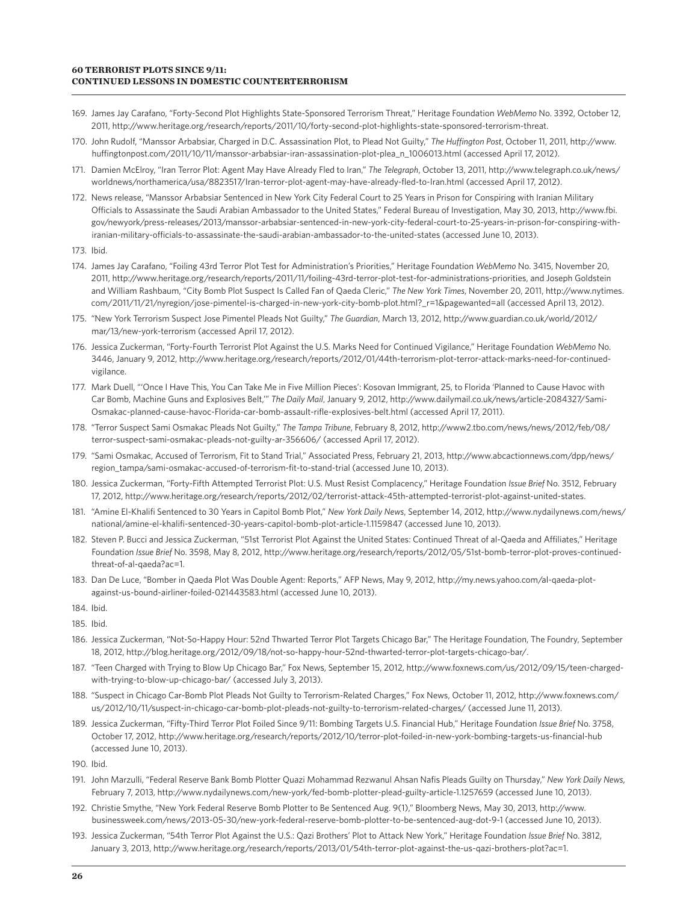169. James Jay Carafano, "Forty-Second Plot Highlights State-Sponsored Terrorism Threat," Heritage Foundation *WebMemo* No. 3392, October 12, 2011, http://www.heritage.org/research/reports/2011/10/forty-second-plot-highlights-state-sponsored-terrorism-threat.

170. John Rudolf, "Manssor Arbabsiar, Charged in D.C. Assassination Plot, to Plead Not Guilty," *The Huffington Post*, October 11, 2011, http://www.huffingtonpost.com/2011/10/11/manssor-arbabsiar-iran-assassination-plot-plea_n_1006013.html (accessed April 17, 2012).

171. Damien McElroy, "Iran Terror Plot: Agent May Have Already Fled to Iran," *The Telegraph*, October 13, 2011, http://www.telegraph.co.uk/news/worldnews/northamerica/usa/8823517/Iran-terror-plot-agent-may-have-already-fled-to-Iran.html (accessed April 17, 2012).

172. News release, "Manssor Arbabsiar Sentenced in New York City Federal Court to 25 Years in Prison for Conspiring with Iranian Military Officials to Assassinate the Saudi Arabian Ambassador to the United States," Federal Bureau of Investigation, May 30, 2013, http://www.fbi.gov/newyork/press-releases/2013/manssor-arbabsiar-sentenced-in-new-york-city-federal-court-to-25-years-in-prison-for-conspiring-with-iranian-military-officials-to-assassinate-the-saudi-arabian-ambassador-to-the-united-states (accessed June 10, 2013).

173. Ibid.

174. James Jay Carafano, "Foiling 43rd Terror Plot Test for Administration's Priorities," Heritage Foundation *WebMemo* No. 3415, November 20, 2011, http://www.heritage.org/research/reports/2011/11/foiling-43rd-terror-plot-test-for-administrations-priorities, and Joseph Goldstein and William Rashbaum, "City Bomb Plot Suspect Is Called Fan of Qaeda Cleric," *The New York Times*, November 20, 2011, http://www.nytimes.com/2011/11/21/nyregion/jose-pimentel-is-charged-in-new-york-city-bomb-plot.html?_r=1&pagewanted=all (accessed April 13, 2012).

175. "New York Terrorism Suspect Jose Pimentel Pleads Not Guilty," *The Guardian*, March 13, 2012, http://www.guardian.co.uk/world/2012/mar/13/new-york-terrorism (accessed April 17, 2012).

176. Jessica Zuckerman, "Forty-Fourth Terrorist Plot Against the U.S. Marks Need for Continued Vigilance," Heritage Foundation *WebMemo* No. 3446, January 9, 2012, http://www.heritage.org/research/reports/2012/01/44th-terrorism-plot-terror-attack-marks-need-for-continued-vigilance.

177. Mark Duell, "'Once I Have This, You Can Take Me in Five Million Pieces': Kosovan Immigrant, 25, to Florida 'Planned to Cause Havoc with Car Bomb, Machine Guns and Explosives Belt,'" *The Daily Mail*, January 9, 2012, http://www.dailymail.co.uk/news/article-2084327/Sami-Osmakac-planned-cause-havoc-Florida-car-bomb-assault-rifle-explosives-belt.html (accessed April 17, 2011).

178. "Terror Suspect Sami Osmakac Pleads Not Guilty," *The Tampa Tribune*, February 8, 2012, http://www2.tbo.com/news/news/2012/feb/08/terror-suspect-sami-osmakac-pleads-not-guilty-ar-356606/ (accessed April 17, 2012).

179. "Sami Osmakac, Accused of Terrorism, Fit to Stand Trial," Associated Press, February 21, 2013, http://www.abcactionnews.com/dpp/news/region_tampa/sami-osmakac-accused-of-terrorism-fit-to-stand-trial (accessed June 10, 2013).

180. Jessica Zuckerman, "Forty-Fifth Attempted Terrorist Plot: U.S. Must Resist Complacency," Heritage Foundation *Issue Brief* No. 3512, February 17, 2012, http://www.heritage.org/research/reports/2012/02/terrorist-attack-45th-attempted-terrorist-plot-against-united-states.

181. "Amine El-Khalifi Sentenced to 30 Years in Capitol Bomb Plot," *New York Daily News*, September 14, 2012, http://www.nydailynews.com/news/national/amine-el-khalifi-sentenced-30-years-capitol-bomb-plot-article-1.1159847 (accessed June 10, 2013).

182. Steven P. Bucci and Jessica Zuckerman, "51st Terrorist Plot Against the United States: Continued Threat of al-Qaeda and Affiliates," Heritage Foundation *Issue Brief* No. 3598, May 8, 2012, http://www.heritage.org/research/reports/2012/05/51st-bomb-terror-plot-proves-continued-threat-of-al-qaeda?ac=1.

183. Dan De Luce, "Bomber in Qaeda Plot Was Double Agent: Reports," AFP News, May 9, 2012, http://my.news.yahoo.com/al-qaeda-plot-against-us-bound-airliner-foiled-021443583.html (accessed June 10, 2013).

184. Ibid.

185. Ibid.

186. Jessica Zuckerman, "Not-So-Happy Hour: 52nd Thwarted Terror Plot Targets Chicago Bar," The Heritage Foundation, The Foundry, September 18, 2012, http://blog.heritage.org/2012/09/18/not-so-happy-hour-52nd-thwarted-terror-plot-targets-chicago-bar/.

187. "Teen Charged with Trying to Blow Up Chicago Bar," Fox News, September 15, 2012, http://www.foxnews.com/us/2012/09/15/teen-charged-with-trying-to-blow-up-chicago-bar/ (accessed July 3, 2013).

188. "Suspect in Chicago Car-Bomb Plot Pleads Not Guilty to Terrorism-Related Charges," Fox News, October 11, 2012, http://www.foxnews.com/us/2012/10/11/suspect-in-chicago-car-bomb-plot-pleads-not-guilty-to-terrorism-related-charges/ (accessed June 11, 2013).

189. Jessica Zuckerman, "Fifty-Third Terror Plot Foiled Since 9/11: Bombing Targets U.S. Financial Hub," Heritage Foundation *Issue Brief* No. 3758, October 17, 2012, http://www.heritage.org/research/reports/2012/10/terror-plot-foiled-in-new-york-bombing-targets-us-financial-hub (accessed June 10, 2013).

190. Ibid.

191. John Marzulli, "Federal Reserve Bank Bomb Plotter Quazi Mohammad Rezwanul Ahsan Nafis Pleads Guilty on Thursday," *New York Daily News*, February 7, 2013, http://www.nydailynews.com/new-york/fed-bomb-plotter-plead-guilty-article-1.1257659 (accessed June 10, 2013).

192. Christie Smythe, "New York Federal Reserve Bomb Plotter to Be Sentenced Aug. 9(1)," Bloomberg News, May 30, 2013, http://www.businessweek.com/news/2013-05-30/new-york-federal-reserve-bomb-plotter-to-be-sentenced-aug-dot-9-1 (accessed June 10, 2013).

193. Jessica Zuckerman, "54th Terror Plot Against the U.S.: Qazi Brothers' Plot to Attack New York," Heritage Foundation *Issue Brief* No. 3812, January 3, 2013, http://www.heritage.org/research/reports/2013/01/54th-terror-plot-against-the-us-qazi-brothers-plot?ac=1.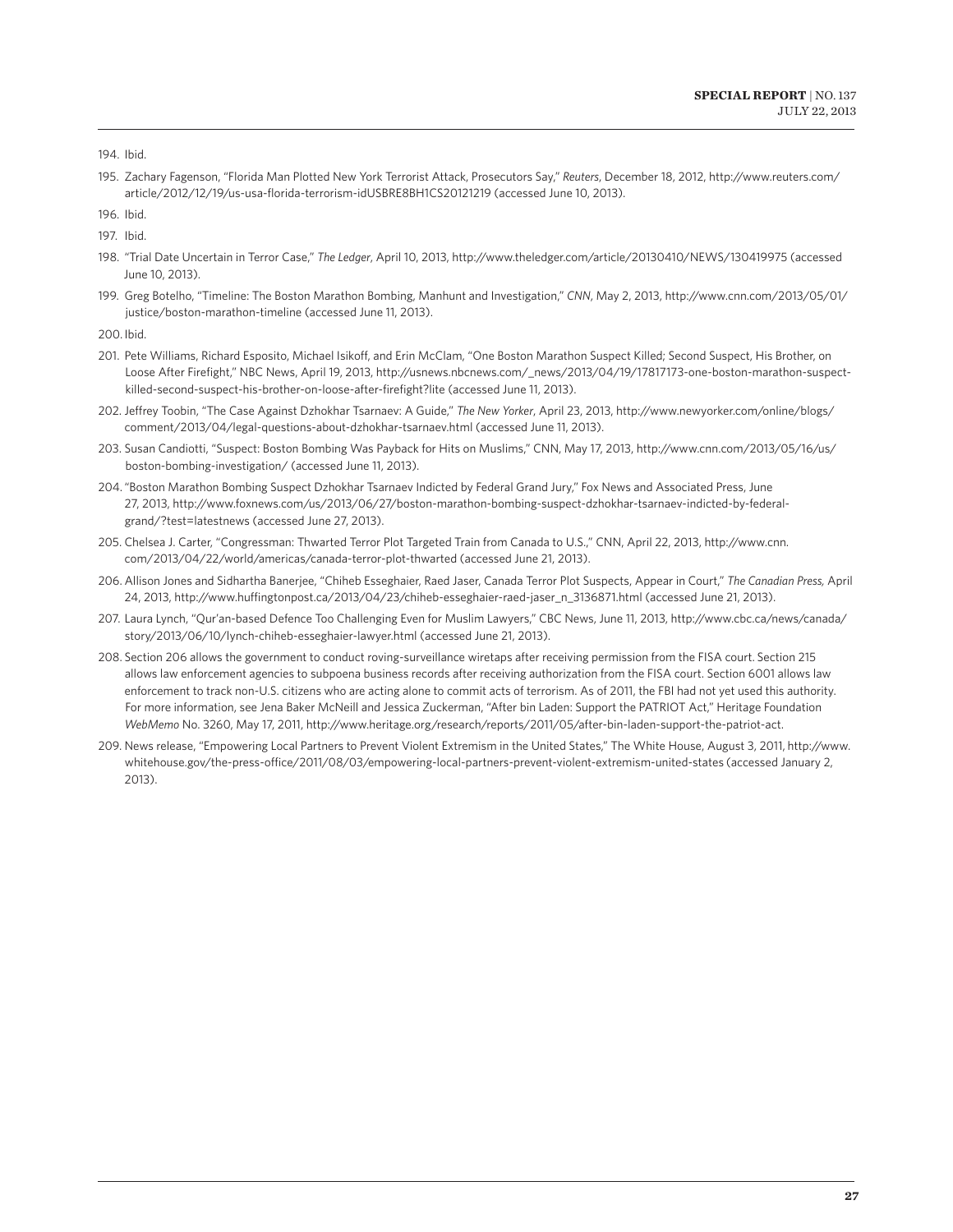194. Ibid.

195. Zachary Fagenson, "Florida Man Plotted New York Terrorist Attack, Prosecutors Say," *Reuters*, December 18, 2012, http://www.reuters.com/article/2012/12/19/us-usa-florida-terrorism-idUSBRE8BH1CS20121219 (accessed June 10, 2013).

196. Ibid.

197. Ibid.

198. "Trial Date Uncertain in Terror Case," *The Ledger*, April 10, 2013, http://www.theledger.com/article/20130410/NEWS/130419975 (accessed June 10, 2013).

199. Greg Botelho, "Timeline: The Boston Marathon Bombing, Manhunt and Investigation," *CNN*, May 2, 2013, http://www.cnn.com/2013/05/01/justice/boston-marathon-timeline (accessed June 11, 2013).

200. Ibid.

201. Pete Williams, Richard Esposito, Michael Isikoff, and Erin McClam, "One Boston Marathon Suspect Killed; Second Suspect, His Brother, on Loose After Firefight," NBC News, April 19, 2013, http://usnews.nbcnews.com/_news/2013/04/19/17817173-one-boston-marathon-suspect-killed-second-suspect-his-brother-on-loose-after-firefight?lite (accessed June 11, 2013).

202. Jeffrey Toobin, "The Case Against Dzhokhar Tsarnaev: A Guide," *The New Yorker*, April 23, 2013, http://www.newyorker.com/online/blogs/comment/2013/04/legal-questions-about-dzhokhar-tsarnaev.html (accessed June 11, 2013).

203. Susan Candiotti, "Suspect: Boston Bombing Was Payback for Hits on Muslims," CNN, May 17, 2013, http://www.cnn.com/2013/05/16/us/boston-bombing-investigation/ (accessed June 11, 2013).

204. "Boston Marathon Bombing Suspect Dzhokhar Tsarnaev Indicted by Federal Grand Jury," Fox News and Associated Press, June 27, 2013, http://www.foxnews.com/us/2013/06/27/boston-marathon-bombing-suspect-dzhokhar-tsarnaev-indicted-by-federal-grand/?test=latestnews (accessed June 27, 2013).

205. Chelsea J. Carter, "Congressman: Thwarted Terror Plot Targeted Train from Canada to U.S.," CNN, April 22, 2013, http://www.cnn.com/2013/04/22/world/americas/canada-terror-plot-thwarted (accessed June 21, 2013).

206. Allison Jones and Sidhartha Banerjee, "Chiheb Esseghaier, Raed Jaser, Canada Terror Plot Suspects, Appear in Court," *The Canadian Press,* April 24, 2013, http://www.huffingtonpost.ca/2013/04/23/chiheb-esseghaier-raed-jaser_n_3136871.html (accessed June 21, 2013).

207. Laura Lynch, "Qur'an-based Defence Too Challenging Even for Muslim Lawyers," CBC News, June 11, 2013, http://www.cbc.ca/news/canada/story/2013/06/10/lynch-chiheb-esseghaier-lawyer.html (accessed June 21, 2013).

208. Section 206 allows the government to conduct roving-surveillance wiretaps after receiving permission from the FISA court. Section 215 allows law enforcement agencies to subpoena business records after receiving authorization from the FISA court. Section 6001 allows law enforcement to track non-U.S. citizens who are acting alone to commit acts of terrorism. As of 2011, the FBI had not yet used this authority. For more information, see Jena Baker McNeill and Jessica Zuckerman, "After bin Laden: Support the PATRIOT Act," Heritage Foundation *WebMemo* No. 3260, May 17, 2011, http://www.heritage.org/research/reports/2011/05/after-bin-laden-support-the-patriot-act.

209. News release, "Empowering Local Partners to Prevent Violent Extremism in the United States," The White House, August 3, 2011, http://www.whitehouse.gov/the-press-office/2011/08/03/empowering-local-partners-prevent-violent-extremism-united-states (accessed January 2, 2013).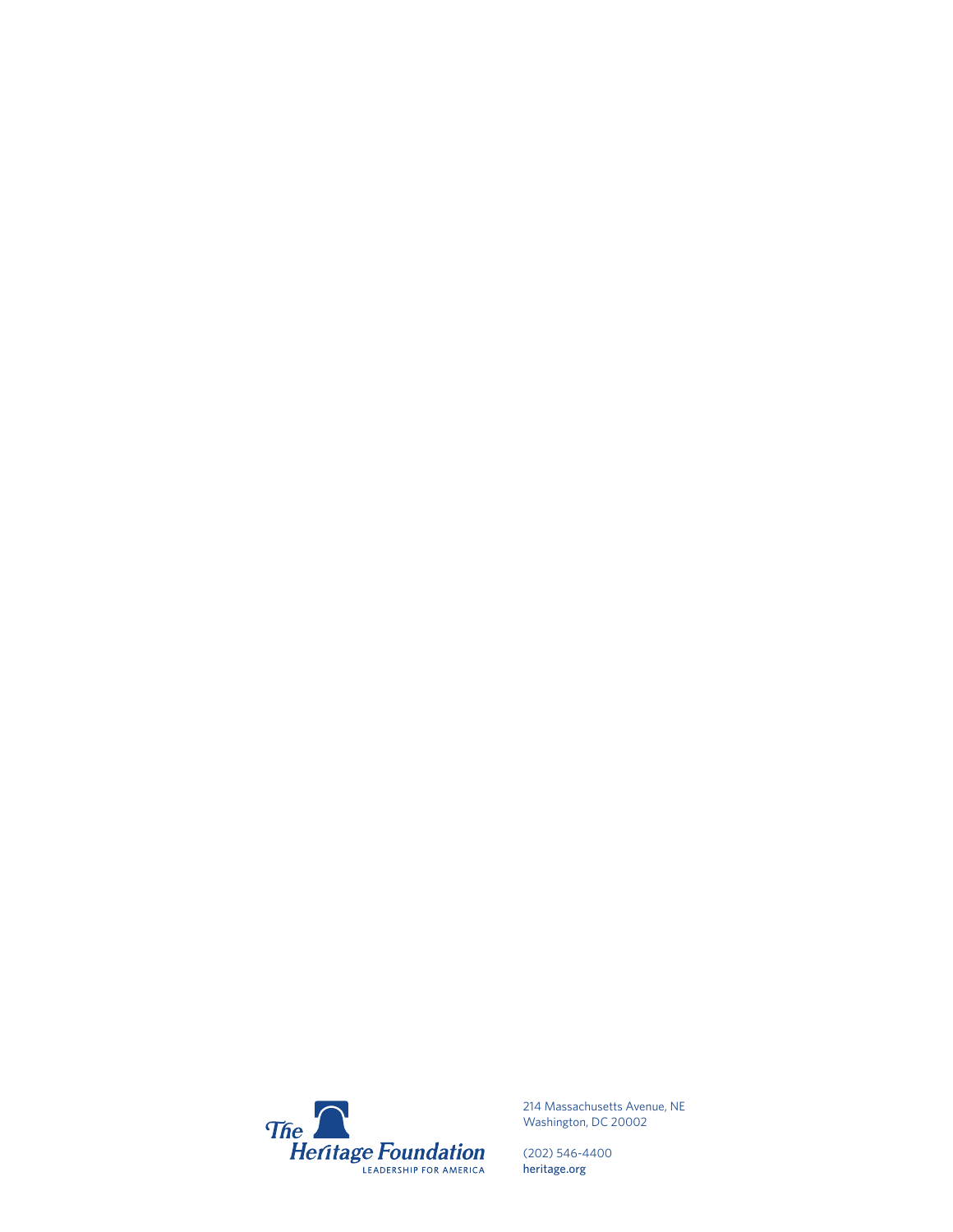The Heritage Foundation
LEADERSHIP FOR AMERICA

214 Massachusetts Avenue, NE
Washington, DC 20002

(202) 546-4400
heritage.org